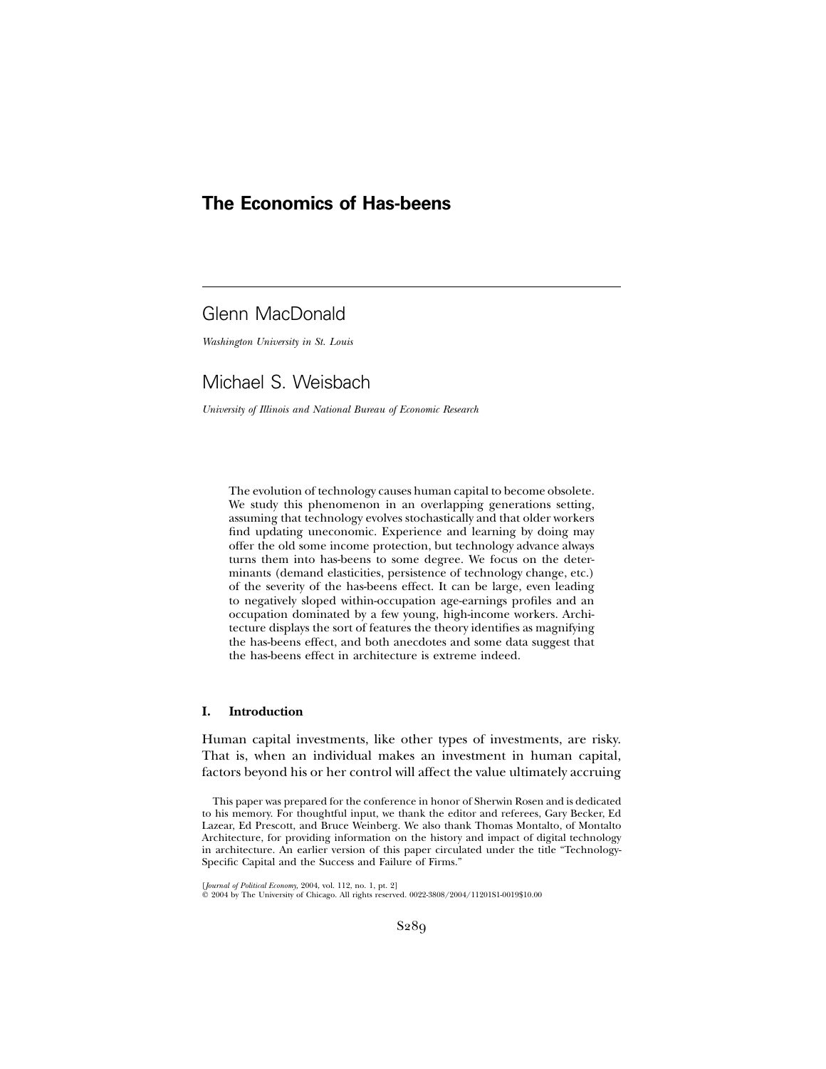# The Economics of Has-beens

## Glenn MacDonald

*Washington University in St. Louis*

## Michael S. Weisbach

*University of Illinois and National Bureau of Economic Research*

> The evolution of technology causes human capital to become obsolete. We study this phenomenon in an overlapping generations setting, assuming that technology evolves stochastically and that older workers find updating uneconomic. Experience and learning by doing may offer the old some income protection, but technology advance always turns them into has-beens to some degree. We focus on the determinants (demand elasticities, persistence of technology change, etc.) of the severity of the has-beens effect. It can be large, even leading to negatively sloped within-occupation age-earnings profiles and an occupation dominated by a few young, high-income workers. Architecture displays the sort of features the theory identifies as magnifying the has-beens effect, and both anecdotes and some data suggest that the has-beens effect in architecture is extreme indeed.

### I. Introduction

Human capital investments, like other types of investments, are risky. That is, when an individual makes an investment in human capital, factors beyond his or her control will affect the value ultimately accruing

This paper was prepared for the conference in honor of Sherwin Rosen and is dedicated to his memory. For thoughtful input, we thank the editor and referees, Gary Becker, Ed Lazear, Ed Prescott, and Bruce Weinberg. We also thank Thomas Montalto, of Montalto Architecture, for providing information on the history and impact of digital technology in architecture. An earlier version of this paper circulated under the title "Technology-Specific Capital and the Success and Failure of Firms."

[*Journal of Political Economy*, 2004, vol. 112, no. 1, pt. 2]
© 2004 by The University of Chicago. All rights reserved. 0022-3808/2004/11201S1-0019$10.00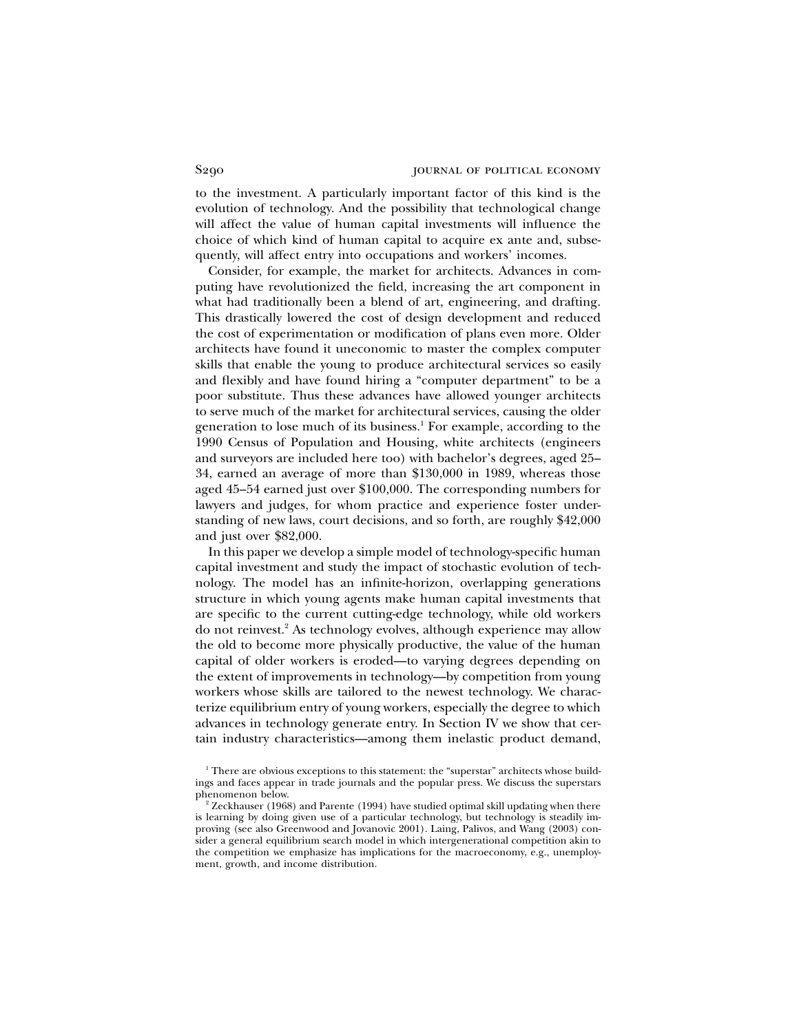to the investment. A particularly important factor of this kind is the evolution of technology. And the possibility that technological change will affect the value of human capital investments will influence the choice of which kind of human capital to acquire ex ante and, subsequently, will affect entry into occupations and workers' incomes.

Consider, for example, the market for architects. Advances in computing have revolutionized the field, increasing the art component in what had traditionally been a blend of art, engineering, and drafting. This drastically lowered the cost of design development and reduced the cost of experimentation or modification of plans even more. Older architects have found it uneconomic to master the complex computer skills that enable the young to produce architectural services so easily and flexibly and have found hiring a "computer department" to be a poor substitute. Thus these advances have allowed younger architects to serve much of the market for architectural services, causing the older generation to lose much of its business.[1] For example, according to the 1990 Census of Population and Housing, white architects (engineers and surveyors are included here too) with bachelor's degrees, aged 25–34, earned an average of more than \$130,000 in 1989, whereas those aged 45–54 earned just over \$100,000. The corresponding numbers for lawyers and judges, for whom practice and experience foster understanding of new laws, court decisions, and so forth, are roughly \$42,000 and just over \$82,000.

In this paper we develop a simple model of technology-specific human capital investment and study the impact of stochastic evolution of technology. The model has an infinite-horizon, overlapping generations structure in which young agents make human capital investments that are specific to the current cutting-edge technology, while old workers do not reinvest.[2] As technology evolves, although experience may allow the old to become more physically productive, the value of the human capital of older workers is eroded—to varying degrees depending on the extent of improvements in technology—by competition from young workers whose skills are tailored to the newest technology. We characterize equilibrium entry of young workers, especially the degree to which advances in technology generate entry. In Section IV we show that certain industry characteristics—among them inelastic product demand,

[1] There are obvious exceptions to this statement: the "superstar" architects whose buildings and faces appear in trade journals and the popular press. We discuss the superstars phenomenon below.

[2] Zeckhauser (1968) and Parente (1994) have studied optimal skill updating when there is learning by doing given use of a particular technology, but technology is steadily improving (see also Greenwood and Jovanovic 2001). Laing, Palivos, and Wang (2003) consider a general equilibrium search model in which intergenerational competition akin to the competition we emphasize has implications for the macroeconomy, e.g., unemployment, growth, and income distribution.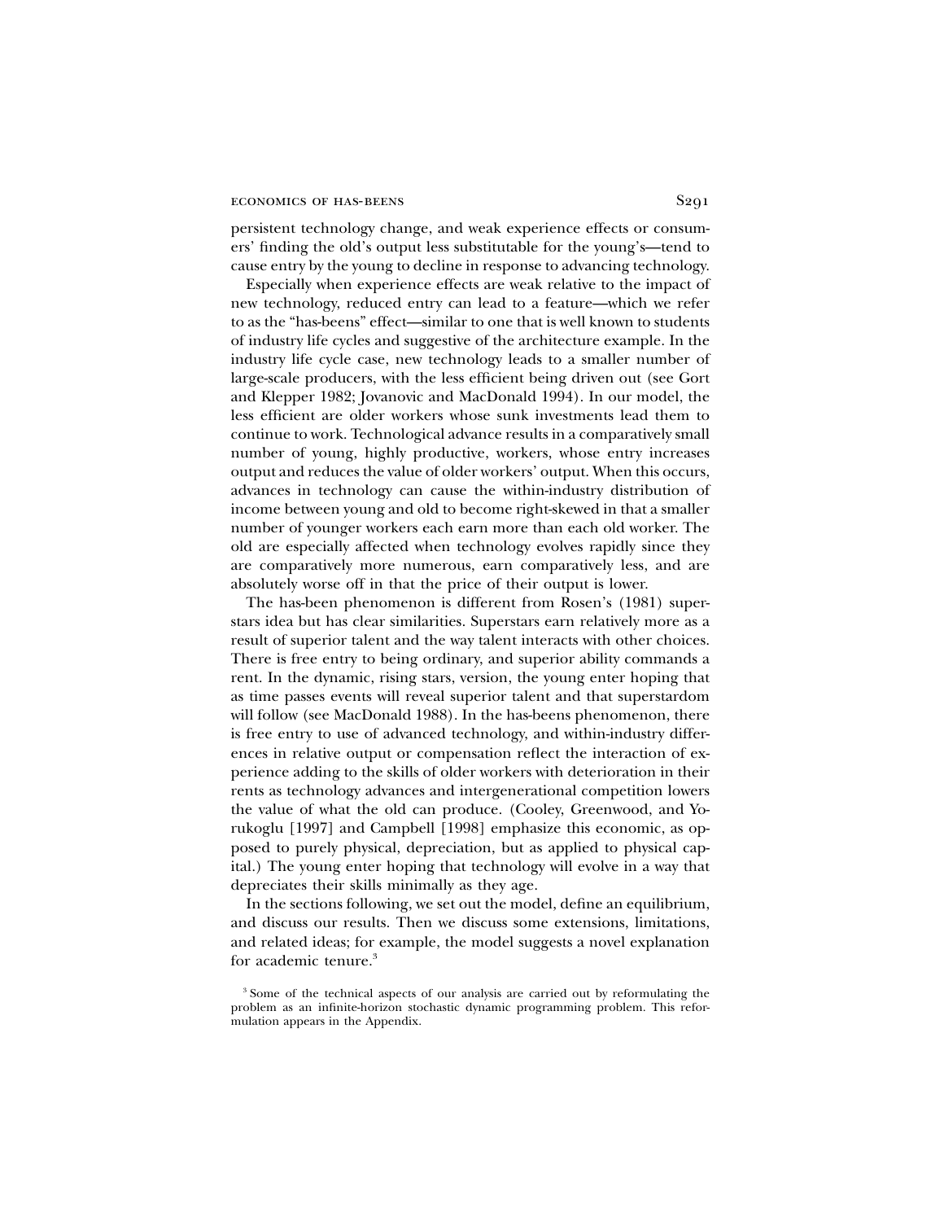persistent technology change, and weak experience effects or consumers' finding the old's output less substitutable for the young's—tend to cause entry by the young to decline in response to advancing technology.

Especially when experience effects are weak relative to the impact of new technology, reduced entry can lead to a feature—which we refer to as the "has-beens" effect—similar to one that is well known to students of industry life cycles and suggestive of the architecture example. In the industry life cycle case, new technology leads to a smaller number of large-scale producers, with the less efficient being driven out (see Gort and Klepper 1982; Jovanovic and MacDonald 1994). In our model, the less efficient are older workers whose sunk investments lead them to continue to work. Technological advance results in a comparatively small number of young, highly productive, workers, whose entry increases output and reduces the value of older workers' output. When this occurs, advances in technology can cause the within-industry distribution of income between young and old to become right-skewed in that a smaller number of younger workers each earn more than each old worker. The old are especially affected when technology evolves rapidly since they are comparatively more numerous, earn comparatively less, and are absolutely worse off in that the price of their output is lower.

The has-been phenomenon is different from Rosen's (1981) superstars idea but has clear similarities. Superstars earn relatively more as a result of superior talent and the way talent interacts with other choices. There is free entry to being ordinary, and superior ability commands a rent. In the dynamic, rising stars, version, the young enter hoping that as time passes events will reveal superior talent and that superstardom will follow (see MacDonald 1988). In the has-beens phenomenon, there is free entry to use of advanced technology, and within-industry differences in relative output or compensation reflect the interaction of experience adding to the skills of older workers with deterioration in their rents as technology advances and intergenerational competition lowers the value of what the old can produce. (Cooley, Greenwood, and Yorukoglu [1997] and Campbell [1998] emphasize this economic, as opposed to purely physical, depreciation, but as applied to physical capital.) The young enter hoping that technology will evolve in a way that depreciates their skills minimally as they age.

In the sections following, we set out the model, define an equilibrium, and discuss our results. Then we discuss some extensions, limitations, and related ideas; for example, the model suggests a novel explanation for academic tenure.[3]

[3] Some of the technical aspects of our analysis are carried out by reformulating the problem as an infinite-horizon stochastic dynamic programming problem. This reformulation appears in the Appendix.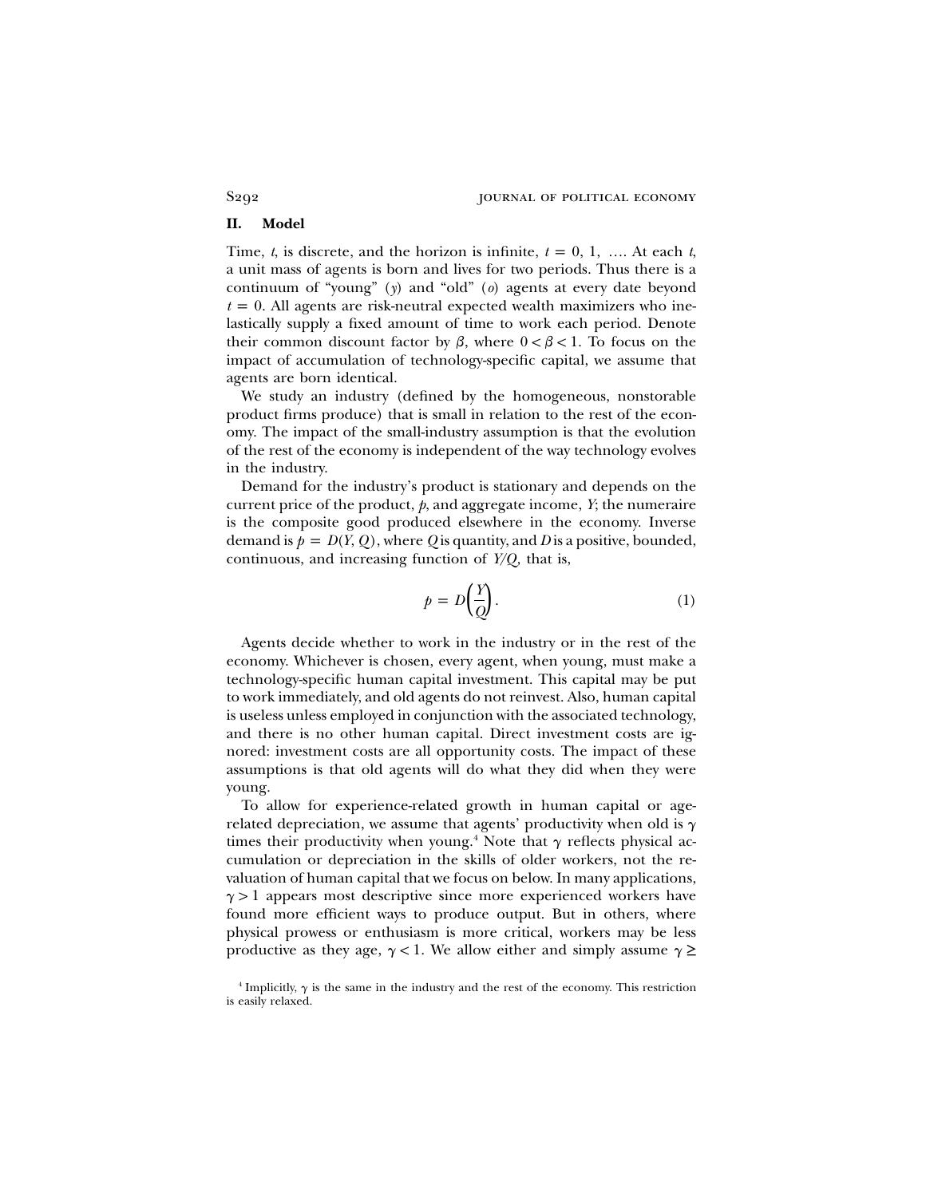## II. Model

Time, $t$, is discrete, and the horizon is infinite, $t = 0, 1, \ldots$. At each $t$, a unit mass of agents is born and lives for two periods. Thus there is a continuum of "young" ($y$) and "old" ($o$) agents at every date beyond $t = 0$. All agents are risk-neutral expected wealth maximizers who inelastically supply a fixed amount of time to work each period. Denote their common discount factor by $\beta$, where $0 < \beta < 1$. To focus on the impact of accumulation of technology-specific capital, we assume that agents are born identical.

We study an industry (defined by the homogeneous, nonstorable product firms produce) that is small in relation to the rest of the economy. The impact of the small-industry assumption is that the evolution of the rest of the economy is independent of the way technology evolves in the industry.

Demand for the industry's product is stationary and depends on the current price of the product, $p$, and aggregate income, $Y$; the numeraire is the composite good produced elsewhere in the economy. Inverse demand is $p = D(Y, Q)$, where $Q$ is quantity, and $D$ is a positive, bounded, continuous, and increasing function of $Y/Q$, that is,

$$p = D\left(\frac{Y}{Q}\right). \tag{1}$$

Agents decide whether to work in the industry or in the rest of the economy. Whichever is chosen, every agent, when young, must make a technology-specific human capital investment. This capital may be put to work immediately, and old agents do not reinvest. Also, human capital is useless unless employed in conjunction with the associated technology, and there is no other human capital. Direct investment costs are ignored: investment costs are all opportunity costs. The impact of these assumptions is that old agents will do what they did when they were young.

To allow for experience-related growth in human capital or age-related depreciation, we assume that agents' productivity when old is $\gamma$ times their productivity when young.[4] Note that $\gamma$ reflects physical accumulation or depreciation in the skills of older workers, not the revaluation of human capital that we focus on below. In many applications, $\gamma > 1$ appears most descriptive since more experienced workers have found more efficient ways to produce output. But in others, where physical prowess or enthusiasm is more critical, workers may be less productive as they age, $\gamma < 1$. We allow either and simply assume $\gamma \geq$

[4] Implicitly, $\gamma$ is the same in the industry and the rest of the economy. This restriction is easily relaxed.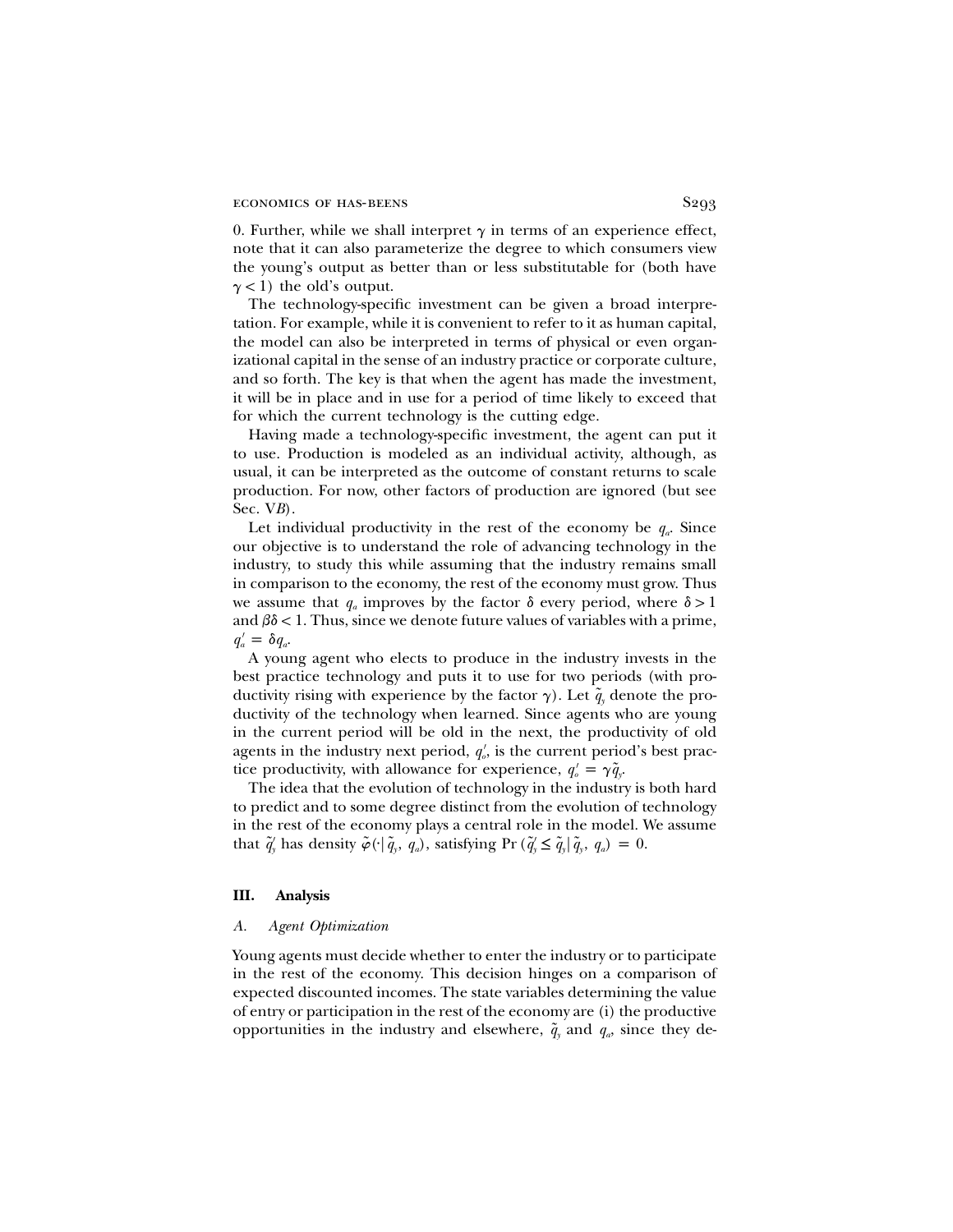0. Further, while we shall interpret $\gamma$ in terms of an experience effect, note that it can also parameterize the degree to which consumers view the young's output as better than or less substitutable for (both have $\gamma < 1$) the old's output.

The technology-specific investment can be given a broad interpretation. For example, while it is convenient to refer to it as human capital, the model can also be interpreted in terms of physical or even organizational capital in the sense of an industry practice or corporate culture, and so forth. The key is that when the agent has made the investment, it will be in place and in use for a period of time likely to exceed that for which the current technology is the cutting edge.

Having made a technology-specific investment, the agent can put it to use. Production is modeled as an individual activity, although, as usual, it can be interpreted as the outcome of constant returns to scale production. For now, other factors of production are ignored (but see Sec. V*B*).

Let individual productivity in the rest of the economy be $q_a$. Since our objective is to understand the role of advancing technology in the industry, to study this while assuming that the industry remains small in comparison to the economy, the rest of the economy must grow. Thus we assume that $q_a$ improves by the factor $\delta$ every period, where $\delta > 1$ and $\beta\delta < 1$. Thus, since we denote future values of variables with a prime, $q_a' = \delta q_a$.

A young agent who elects to produce in the industry invests in the best practice technology and puts it to use for two periods (with productivity rising with experience by the factor $\gamma$). Let $\tilde{q}_y$ denote the productivity of the technology when learned. Since agents who are young in the current period will be old in the next, the productivity of old agents in the industry next period, $q_o'$, is the current period's best practice productivity, with allowance for experience, $q_o' = \gamma \tilde{q}_y$.

The idea that the evolution of technology in the industry is both hard to predict and to some degree distinct from the evolution of technology in the rest of the economy plays a central role in the model. We assume that $\tilde{q}_y'$ has density $\tilde{\varphi}(\cdot|\tilde{q}_y, q_a)$, satisfying $\Pr(\tilde{q}_y' \leq \tilde{q}_y | \tilde{q}_y, q_a) = 0$.

## III. Analysis

### *A. Agent Optimization*

Young agents must decide whether to enter the industry or to participate in the rest of the economy. This decision hinges on a comparison of expected discounted incomes. The state variables determining the value of entry or participation in the rest of the economy are (i) the productive opportunities in the industry and elsewhere, $\tilde{q}_y$ and $q_a$, since they de-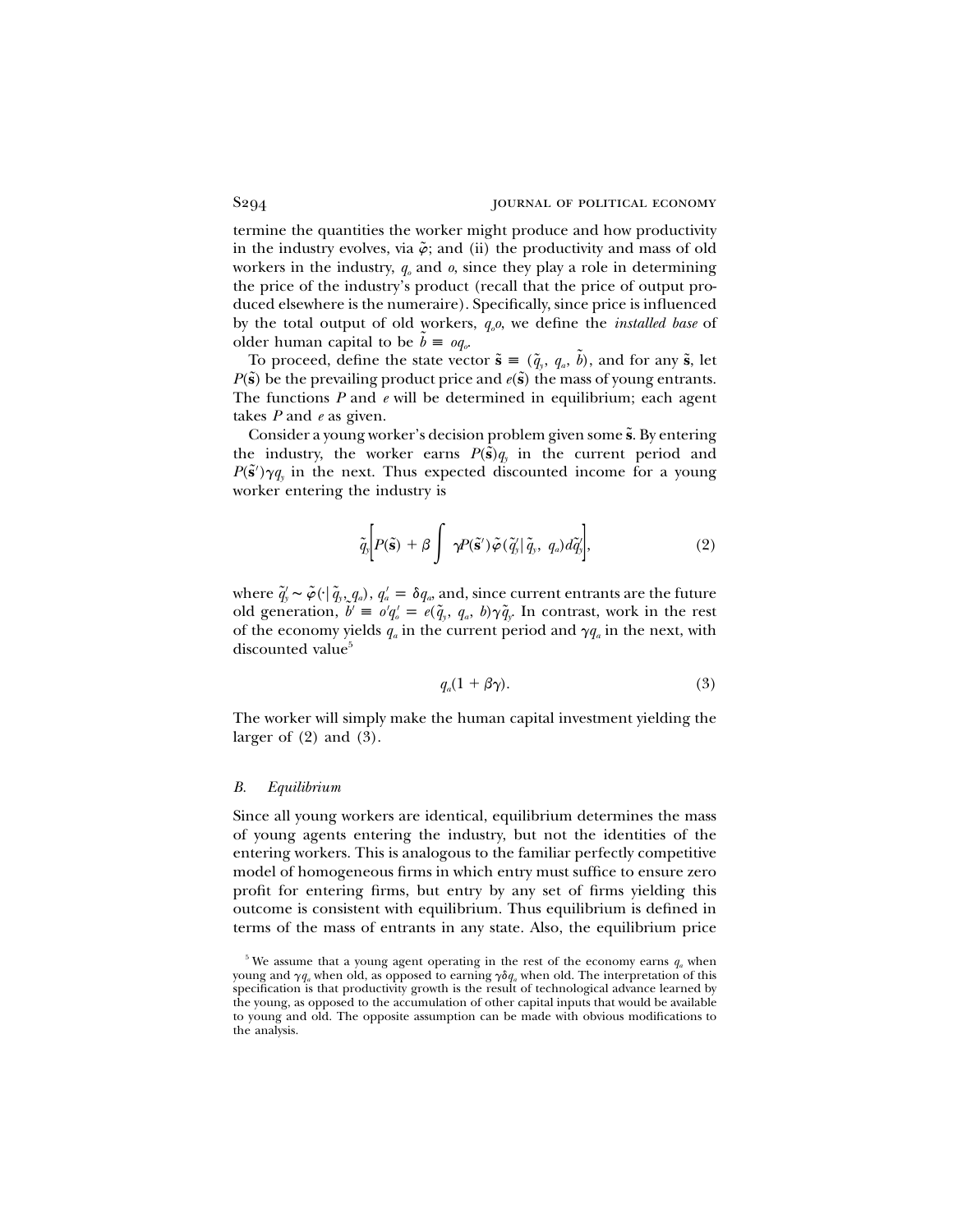termine the quantities the worker might produce and how productivity in the industry evolves, via $\tilde{\varphi}$; and (ii) the productivity and mass of old workers in the industry, $q_o$ and $o$, since they play a role in determining the price of the industry's product (recall that the price of output produced elsewhere is the numeraire). Specifically, since price is influenced by the total output of old workers, $q_o o$, we define the *installed base* of older human capital to be $\tilde{b} \equiv oq_o$.

To proceed, define the state vector $\tilde{\mathbf{s}} \equiv (\tilde{q}_y, q_a, \tilde{b})$, and for any $\tilde{\mathbf{s}}$, let $P(\tilde{\mathbf{s}})$ be the prevailing product price and $e(\tilde{\mathbf{s}})$ the mass of young entrants. The functions $P$ and $e$ will be determined in equilibrium; each agent takes $P$ and $e$ as given.

Consider a young worker's decision problem given some $\tilde{\mathbf{s}}$. By entering the industry, the worker earns $P(\tilde{\mathbf{s}})q_y$ in the current period and $P(\tilde{\mathbf{s}}')\gamma q_y$ in the next. Thus expected discounted income for a young worker entering the industry is

$$\tilde{q}_y\left[P(\tilde{\mathbf{s}}) + \beta \int \gamma P(\tilde{\mathbf{s}}')\tilde{\varphi}(\tilde{q}_y' | \tilde{q}_y, q_a)d\tilde{q}_y'\right], \tag{2}$$

where $\tilde{q}_y' \sim \tilde{\varphi}(\cdot | \tilde{q}_y, q_a)$, $q_a' = \delta q_a$, and, since current entrants are the future old generation, $\tilde{b}' \equiv o' q_o' = e(\tilde{q}_y, q_a, b)\gamma \tilde{q}_y$. In contrast, work in the rest of the economy yields $q_a$ in the current period and $\gamma q_a$ in the next, with discounted value[5]

$$q_a(1 + \beta\gamma). \tag{3}$$

The worker will simply make the human capital investment yielding the larger of (2) and (3).

### *B. Equilibrium*

Since all young workers are identical, equilibrium determines the mass of young agents entering the industry, but not the identities of the entering workers. This is analogous to the familiar perfectly competitive model of homogeneous firms in which entry must suffice to ensure zero profit for entering firms, but entry by any set of firms yielding this outcome is consistent with equilibrium. Thus equilibrium is defined in terms of the mass of entrants in any state. Also, the equilibrium price

[5] We assume that a young agent operating in the rest of the economy earns $q_a$ when young and $\gamma q_a$ when old, as opposed to earning $\gamma \delta q_a$ when old. The interpretation of this specification is that productivity growth is the result of technological advance learned by the young, as opposed to the accumulation of other capital inputs that would be available to young and old. The opposite assumption can be made with obvious modifications to the analysis.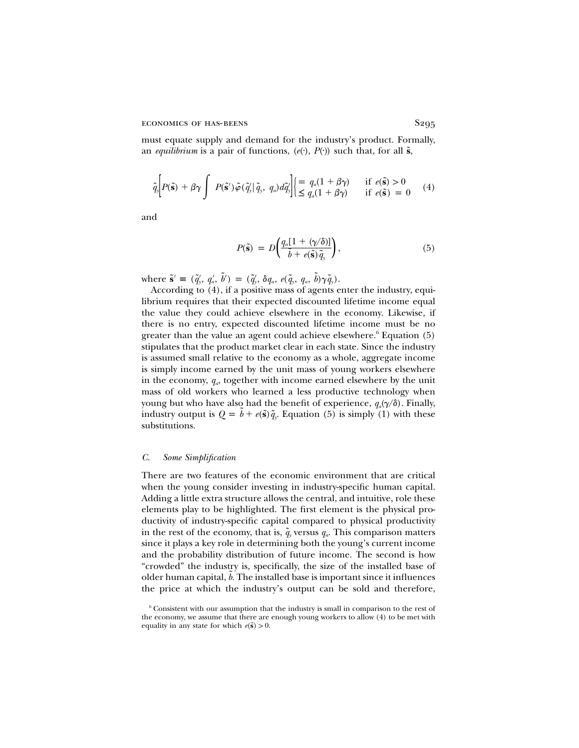must equate supply and demand for the industry's product. Formally, an *equilibrium* is a pair of functions, $(e(\cdot), P(\cdot))$ such that, for all $\tilde{\mathbf{s}}$,

$$\tilde{q}_y\left[P(\tilde{\mathbf{s}}) + \beta\gamma \int P(\tilde{\mathbf{s}}')\tilde{\varphi}(\tilde{q}_y' | \tilde{q}_y, q_a)d\tilde{q}_y'\right]\begin{cases} = q_a(1+\beta\gamma) & \text{if } e(\tilde{\mathbf{s}}) > 0 \\ \leq q_a(1+\beta\gamma) & \text{if } e(\tilde{\mathbf{s}}) = 0 \end{cases} \tag{4}$$

and

$$P(\tilde{\mathbf{s}}) = D\left(\frac{q_a[1 + (\gamma/\delta)]}{\tilde{b} + e(\tilde{\mathbf{s}})\tilde{q}_y}\right), \tag{5}$$

where $\tilde{\mathbf{s}}' \equiv (\tilde{q}_y', q_a', \tilde{b}') = (\tilde{q}_y', \delta q_a, e(\tilde{q}_y, q_a, \tilde{b})\gamma\tilde{q}_y)$.

According to (4), if a positive mass of agents enter the industry, equilibrium requires that their expected discounted lifetime income equal the value they could achieve elsewhere in the economy. Likewise, if there is no entry, expected discounted lifetime income must be no greater than the value an agent could achieve elsewhere.[6] Equation (5) stipulates that the product market clear in each state. Since the industry is assumed small relative to the economy as a whole, aggregate income is simply income earned by the unit mass of young workers elsewhere in the economy, $q_a$, together with income earned elsewhere by the unit mass of old workers who learned a less productive technology when young but who have also had the benefit of experience, $q_a(\gamma/\delta)$. Finally, industry output is $Q = \tilde{b} + e(\tilde{\mathbf{s}})\tilde{q}_y$. Equation (5) is simply (1) with these substitutions.

### *C. Some Simplification*

There are two features of the economic environment that are critical when the young consider investing in industry-specific human capital. Adding a little extra structure allows the central, and intuitive, role these elements play to be highlighted. The first element is the physical productivity of industry-specific capital compared to physical productivity in the rest of the economy, that is, $\tilde{q}_y$ versus $q_a$. This comparison matters since it plays a key role in determining both the young's current income and the probability distribution of future income. The second is how "crowded" the industry is, specifically, the size of the installed base of older human capital, $\tilde{b}$. The installed base is important since it influences the price at which the industry's output can be sold and therefore,

[6] Consistent with our assumption that the industry is small in comparison to the rest of the economy, we assume that there are enough young workers to allow (4) to be met with equality in any state for which $e(\tilde{\mathbf{s}}) > 0$.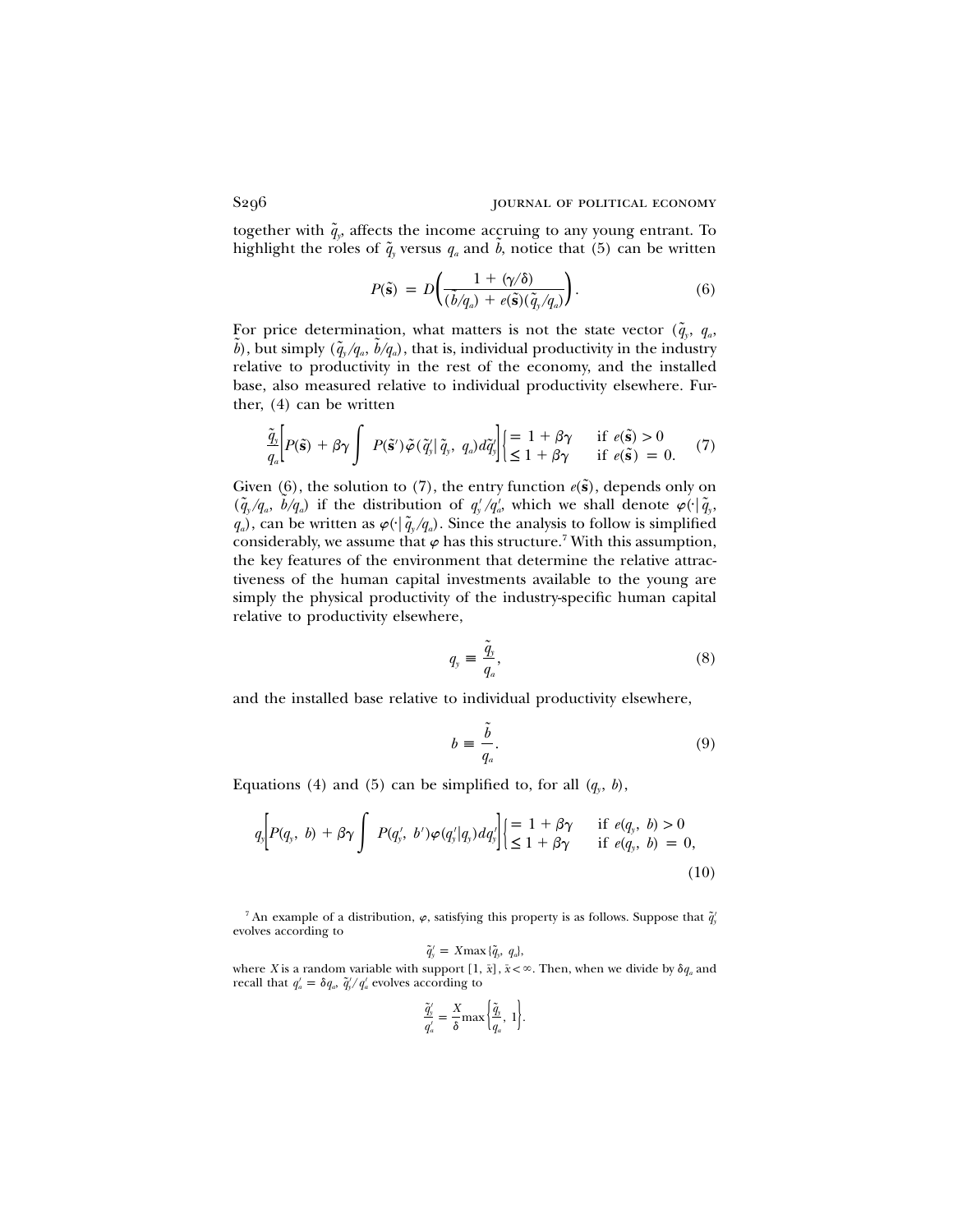together with $\tilde{q}_y$, affects the income accruing to any young entrant. To highlight the roles of $\tilde{q}_y$ versus $q_a$ and $\tilde{b}$, notice that (5) can be written

$$P(\tilde{\mathbf{s}}) = D\left(\frac{1 + (\gamma/\delta)}{(\tilde{b}/q_a) + e(\tilde{\mathbf{s}})(\tilde{q}_y/q_a)}\right). \tag{6}$$

For price determination, what matters is not the state vector $(\tilde{q}_y, q_a, \tilde{b})$, but simply $(\tilde{q}_y/q_a, \tilde{b}/q_a)$, that is, individual productivity in the industry relative to productivity in the rest of the economy, and the installed base, also measured relative to individual productivity elsewhere. Further, (4) can be written

$$\frac{\tilde{q}_y}{q_a}\left[P(\tilde{\mathbf{s}}) + \beta\gamma \int P(\tilde{\mathbf{s}}')\tilde{\varphi}(\tilde{q}_y'|\tilde{q}_y, q_a)d\tilde{q}_y'\right]\begin{cases} = 1 + \beta\gamma & \text{if } e(\tilde{\mathbf{s}}) > 0 \\ \leq 1 + \beta\gamma & \text{if } e(\tilde{\mathbf{s}}) = 0. \end{cases} \tag{7}$$

Given (6), the solution to (7), the entry function $e(\tilde{\mathbf{s}})$, depends only on $(\tilde{q}_y/q_a, \tilde{b}/q_a)$ if the distribution of $q_y'/q_a'$, which we shall denote $\varphi(\cdot|\tilde{q}_y, q_a)$, can be written as $\varphi(\cdot|\tilde{q}_y/q_a)$. Since the analysis to follow is simplified considerably, we assume that $\varphi$ has this structure.[7] With this assumption, the key features of the environment that determine the relative attractiveness of the human capital investments available to the young are simply the physical productivity of the industry-specific human capital relative to productivity elsewhere,

$$q_y \equiv \frac{\tilde{q}_y}{q_a}, \tag{8}$$

and the installed base relative to individual productivity elsewhere,

$$b \equiv \frac{\tilde{b}}{q_a}. \tag{9}$$

Equations (4) and (5) can be simplified to, for all $(q_y, b)$,

$$q_y\left[P(q_y, b) + \beta\gamma \int P(q_y', b')\varphi(q_y'|q_y)dq_y'\right]\begin{cases} = 1 + \beta\gamma & \text{if } e(q_y, b) > 0 \\ \leq 1 + \beta\gamma & \text{if } e(q_y, b) = 0, \end{cases} \tag{10}$$

[7] An example of a distribution, $\varphi$, satisfying this property is as follows. Suppose that $\tilde{q}_y'$ evolves according to

$$\tilde{q}_y' = X\max\{\tilde{q}_y, q_a\},$$

where $X$ is a random variable with support $[1, \bar{x}]$, $\bar{x} < \infty$. Then, when we divide by $\delta q_a$ and recall that $q_a' = \delta q_a$, $\tilde{q}_y'/q_a'$ evolves according to

$$\frac{\tilde{q}_y'}{q_a'} = \frac{X}{\delta}\max\left\{\frac{\tilde{q}_y}{q_a}, 1\right\}.$$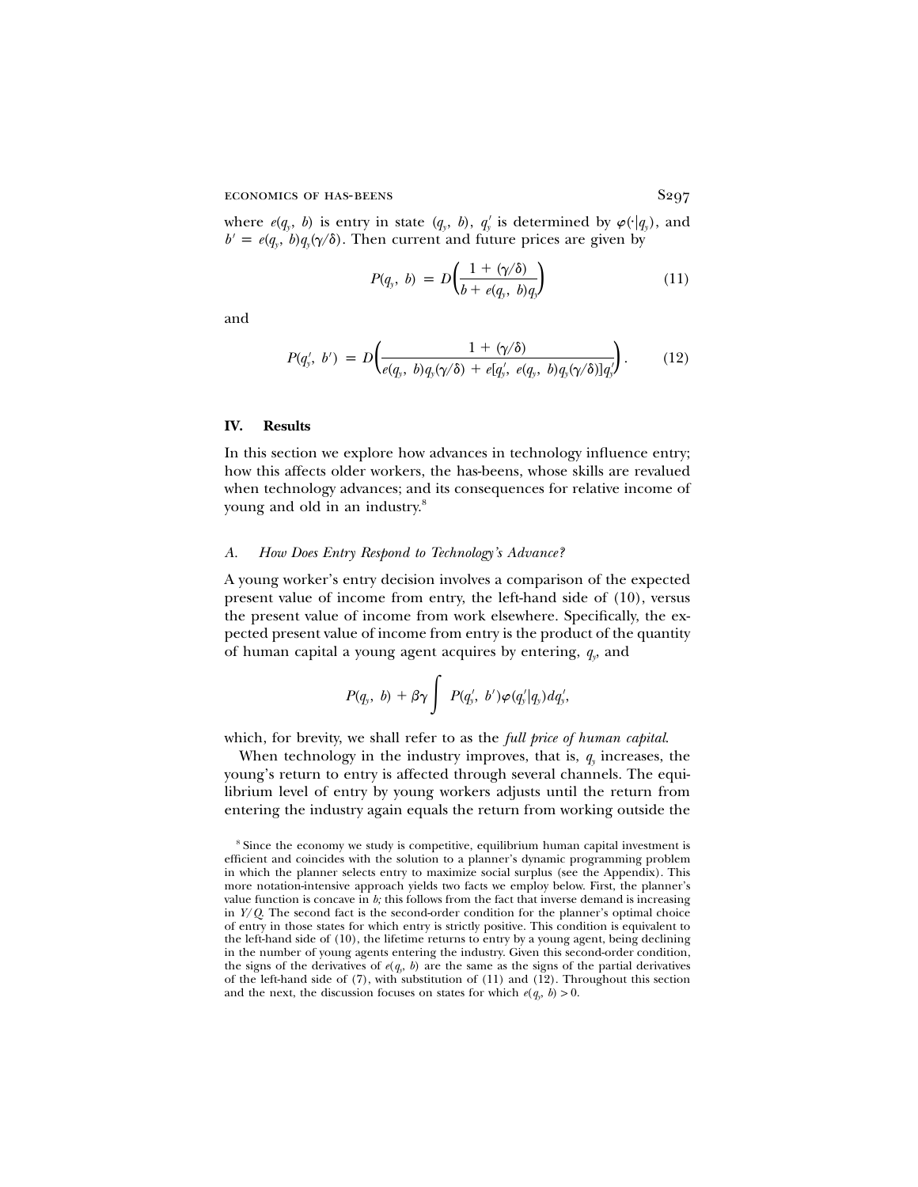where $e(q_y, b)$ is entry in state $(q_y, b)$, $q'_y$ is determined by $\varphi(\cdot|q_y)$, and $b' = e(q_y, b)q_y(\gamma/\delta)$. Then current and future prices are given by

$$P(q_y, b) = D\left(\frac{1 + (\gamma/\delta)}{b + e(q_y, b)q_y}\right) \tag{11}$$

and

$$P(q'_y, b') = D\left(\frac{1 + (\gamma/\delta)}{e(q_y, b)q_y(\gamma/\delta) + e[q'_y, e(q_y, b)q_y(\gamma/\delta)]q'_y}\right). \tag{12}$$

## IV. Results

In this section we explore how advances in technology influence entry; how this affects older workers, the has-beens, whose skills are revalued when technology advances; and its consequences for relative income of young and old in an industry.[8]

### A. *How Does Entry Respond to Technology's Advance?*

A young worker's entry decision involves a comparison of the expected present value of income from entry, the left-hand side of (10), versus the present value of income from work elsewhere. Specifically, the expected present value of income from entry is the product of the quantity of human capital a young agent acquires by entering, $q_y$, and

$$P(q_y, b) + \beta\gamma \int P(q'_y, b')\varphi(q'_y|q_y)dq'_y,$$

which, for brevity, we shall refer to as the *full price of human capital*.

When technology in the industry improves, that is, $q_y$ increases, the young's return to entry is affected through several channels. The equilibrium level of entry by young workers adjusts until the return from entering the industry again equals the return from working outside the

[8] Since the economy we study is competitive, equilibrium human capital investment is efficient and coincides with the solution to a planner's dynamic programming problem in which the planner selects entry to maximize social surplus (see the Appendix). This more notation-intensive approach yields two facts we employ below. First, the planner's value function is concave in $b$; this follows from the fact that inverse demand is increasing in $Y/Q$. The second fact is the second-order condition for the planner's optimal choice of entry in those states for which entry is strictly positive. This condition is equivalent to the left-hand side of (10), the lifetime returns to entry by a young agent, being declining in the number of young agents entering the industry. Given this second-order condition, the signs of the derivatives of $e(q_y, b)$ are the same as the signs of the partial derivatives of the left-hand side of (7), with substitution of (11) and (12). Throughout this section and the next, the discussion focuses on states for which $e(q_y, b) > 0$.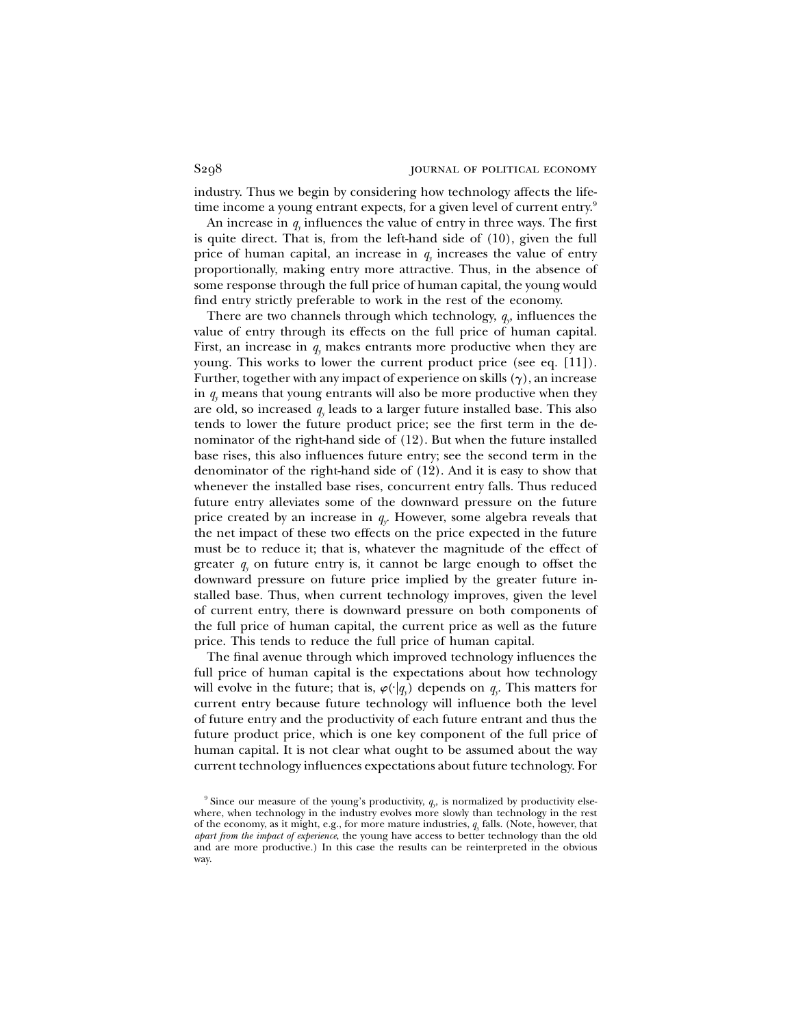industry. Thus we begin by considering how technology affects the lifetime income a young entrant expects, for a given level of current entry.[9]

An increase in $q_y$ influences the value of entry in three ways. The first is quite direct. That is, from the left-hand side of (10), given the full price of human capital, an increase in $q_y$ increases the value of entry proportionally, making entry more attractive. Thus, in the absence of some response through the full price of human capital, the young would find entry strictly preferable to work in the rest of the economy.

There are two channels through which technology, $q_y$, influences the value of entry through its effects on the full price of human capital. First, an increase in $q_y$ makes entrants more productive when they are young. This works to lower the current product price (see eq. [11]). Further, together with any impact of experience on skills ($\gamma$), an increase in $q_y$ means that young entrants will also be more productive when they are old, so increased $q_y$ leads to a larger future installed base. This also tends to lower the future product price; see the first term in the denominator of the right-hand side of (12). But when the future installed base rises, this also influences future entry; see the second term in the denominator of the right-hand side of (12). And it is easy to show that whenever the installed base rises, concurrent entry falls. Thus reduced future entry alleviates some of the downward pressure on the future price created by an increase in $q_y$. However, some algebra reveals that the net impact of these two effects on the price expected in the future must be to reduce it; that is, whatever the magnitude of the effect of greater $q_y$ on future entry is, it cannot be large enough to offset the downward pressure on future price implied by the greater future installed base. Thus, when current technology improves, given the level of current entry, there is downward pressure on both components of the full price of human capital, the current price as well as the future price. This tends to reduce the full price of human capital.

The final avenue through which improved technology influences the full price of human capital is the expectations about how technology will evolve in the future; that is, $\varphi(\cdot|q_y)$ depends on $q_y$. This matters for current entry because future technology will influence both the level of future entry and the productivity of each future entrant and thus the future product price, which is one key component of the full price of human capital. It is not clear what ought to be assumed about the way current technology influences expectations about future technology. For

[9] Since our measure of the young's productivity, $q_y$, is normalized by productivity elsewhere, when technology in the industry evolves more slowly than technology in the rest of the economy, as it might, e.g., for more mature industries, $q_y$ falls. (Note, however, that *apart from the impact of experience*, the young have access to better technology than the old and are more productive.) In this case the results can be reinterpreted in the obvious way.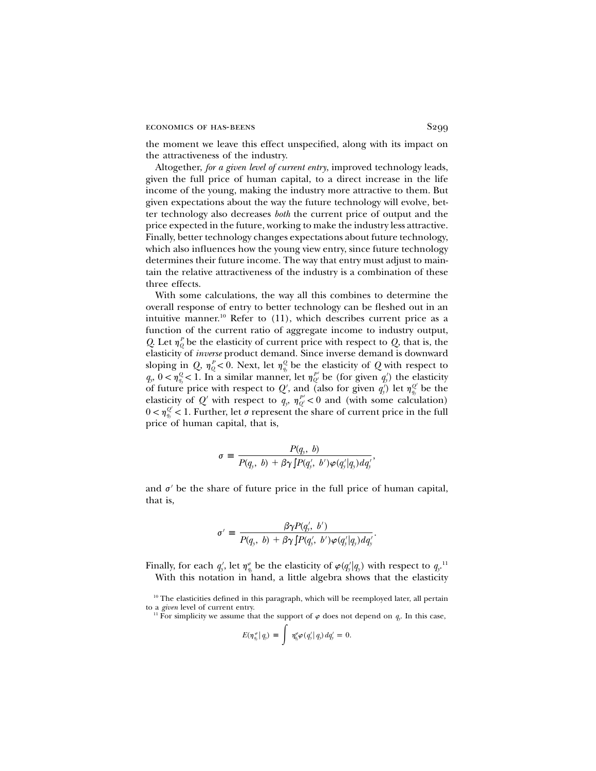the moment we leave this effect unspecified, along with its impact on the attractiveness of the industry.

Altogether, *for a given level of current entry*, improved technology leads, given the full price of human capital, to a direct increase in the life income of the young, making the industry more attractive to them. But given expectations about the way the future technology will evolve, better technology also decreases *both* the current price of output and the price expected in the future, working to make the industry less attractive. Finally, better technology changes expectations about future technology, which also influences how the young view entry, since future technology determines their future income. The way that entry must adjust to maintain the relative attractiveness of the industry is a combination of these three effects.

With some calculations, the way all this combines to determine the overall response of entry to better technology can be fleshed out in an intuitive manner.[10] Refer to (11), which describes current price as a function of the current ratio of aggregate income to industry output, $Q$. Let $\eta^P_Q$ be the elasticity of current price with respect to $Q$, that is, the elasticity of *inverse* product demand. Since inverse demand is downward sloping in $Q$, $\eta^P_Q < 0$. Next, let $\eta^Q_{q_y}$ be the elasticity of $Q$ with respect to $q_y$, $0 < \eta^Q_{q_y} < 1$. In a similar manner, let $\eta^{P'}_{Q'}$ be (for given $q'_y$) the elasticity of future price with respect to $Q'$, and (also for given $q'_y$) let $\eta^{Q'}_{q_y}$ be the elasticity of $Q'$ with respect to $q_y$, $\eta^{P'}_{Q'} < 0$ and (with some calculation) $0 < \eta^{Q'}_{q_y} < 1$. Further, let $\sigma$ represent the share of current price in the full price of human capital, that is,

$$\sigma \equiv \frac{P(q_y,\ b)}{P(q_y,\ b) + \beta\gamma \int P(q'_y,\ b')\varphi(q'_y|q_y)dq'_y},$$

and $\sigma'$ be the share of future price in the full price of human capital, that is,

$$\sigma' \equiv \frac{\beta\gamma P(q'_y,\ b')}{P(q_y,\ b) + \beta\gamma \int P(q'_y,\ b')\varphi(q'_y|q_y)dq'_y}.$$

Finally, for each $q'_y$, let $\eta^{\varphi}_{q_y}$ be the elasticity of $\varphi(q'_y|q_y)$ with respect to $q_y$.[11]

With this notation in hand, a little algebra shows that the elasticity

[10] The elasticities defined in this paragraph, which will be reemployed later, all pertain to a *given* level of current entry.

[11] For simplicity we assume that the support of $\varphi$ does not depend on $q_y$. In this case,

$$E(\eta^{\varphi}_{q_y}|q_y) \equiv \int \eta^{\varphi}_{q_y}\varphi(q'_y|q_y)dq'_y = 0.$$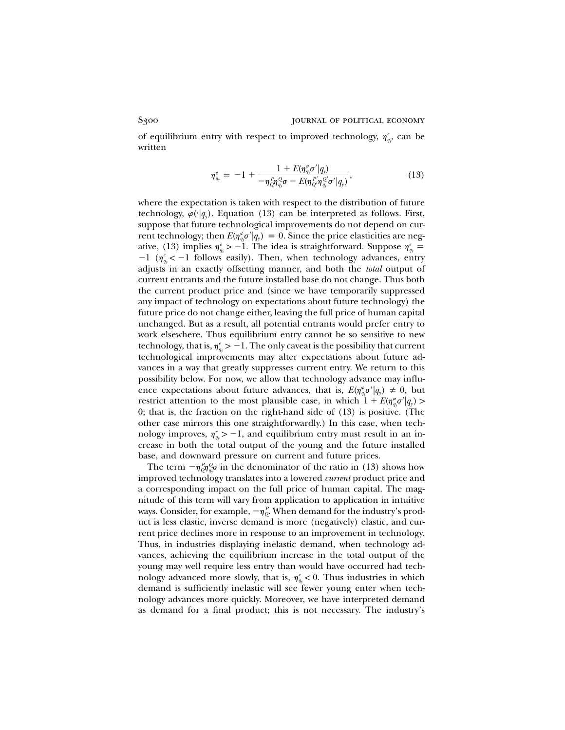of equilibrium entry with respect to improved technology, $\eta^{e}_{q_y}$, can be written

$$\eta^{e}_{q_y} = -1 + \frac{1 + E(\eta^{\varphi}_{q_y}\sigma'|q_y)}{-\eta^{P}_{Q}\eta^{Q}_{q_y}\sigma - E(\eta^{P'}_{Q'}\eta^{Q'}_{q_y}\sigma'|q_y)}, \tag{13}$$

where the expectation is taken with respect to the distribution of future technology, $\varphi(\cdot|q_y)$. Equation (13) can be interpreted as follows. First, suppose that future technological improvements do not depend on current technology; then $E(\eta^{\varphi}_{q_y}\sigma'|q_y) = 0$. Since the price elasticities are negative, (13) implies $\eta^{e}_{q_y} > -1$. The idea is straightforward. Suppose $\eta^{e}_{q_y} = -1$ ($\eta^{e}_{q_y} < -1$ follows easily). Then, when technology advances, entry adjusts in an exactly offsetting manner, and both the *total* output of current entrants and the future installed base do not change. Thus both the current product price and (since we have temporarily suppressed any impact of technology on expectations about future technology) the future price do not change either, leaving the full price of human capital unchanged. But as a result, all potential entrants would prefer entry to work elsewhere. Thus equilibrium entry cannot be so sensitive to new technology, that is, $\eta^{e}_{q_y} > -1$. The only caveat is the possibility that current technological improvements may alter expectations about future advances in a way that greatly suppresses current entry. We return to this possibility below. For now, we allow that technology advance may influence expectations about future advances, that is, $E(\eta^{\varphi}_{q_y}\sigma'|q_y) \neq 0$, but restrict attention to the most plausible case, in which $1 + E(\eta^{\varphi}_{q_y}\sigma'|q_y) > 0$; that is, the fraction on the right-hand side of (13) is positive. (The other case mirrors this one straightforwardly.) In this case, when technology improves, $\eta^{e}_{q_y} > -1$, and equilibrium entry must result in an increase in both the total output of the young and the future installed base, and downward pressure on current and future prices.

The term $-\eta^{P}_{Q}\eta^{Q}_{q_y}\sigma$ in the denominator of the ratio in (13) shows how improved technology translates into a lowered *current* product price and a corresponding impact on the full price of human capital. The magnitude of this term will vary from application to application in intuitive ways. Consider, for example, $-\eta^{P}_{Q}$. When demand for the industry's product is less elastic, inverse demand is more (negatively) elastic, and current price declines more in response to an improvement in technology. Thus, in industries displaying inelastic demand, when technology advances, achieving the equilibrium increase in the total output of the young may well require less entry than would have occurred had technology advanced more slowly, that is, $\eta^{e}_{q_y} < 0$. Thus industries in which demand is sufficiently inelastic will see fewer young enter when technology advances more quickly. Moreover, we have interpreted demand as demand for a final product; this is not necessary. The industry's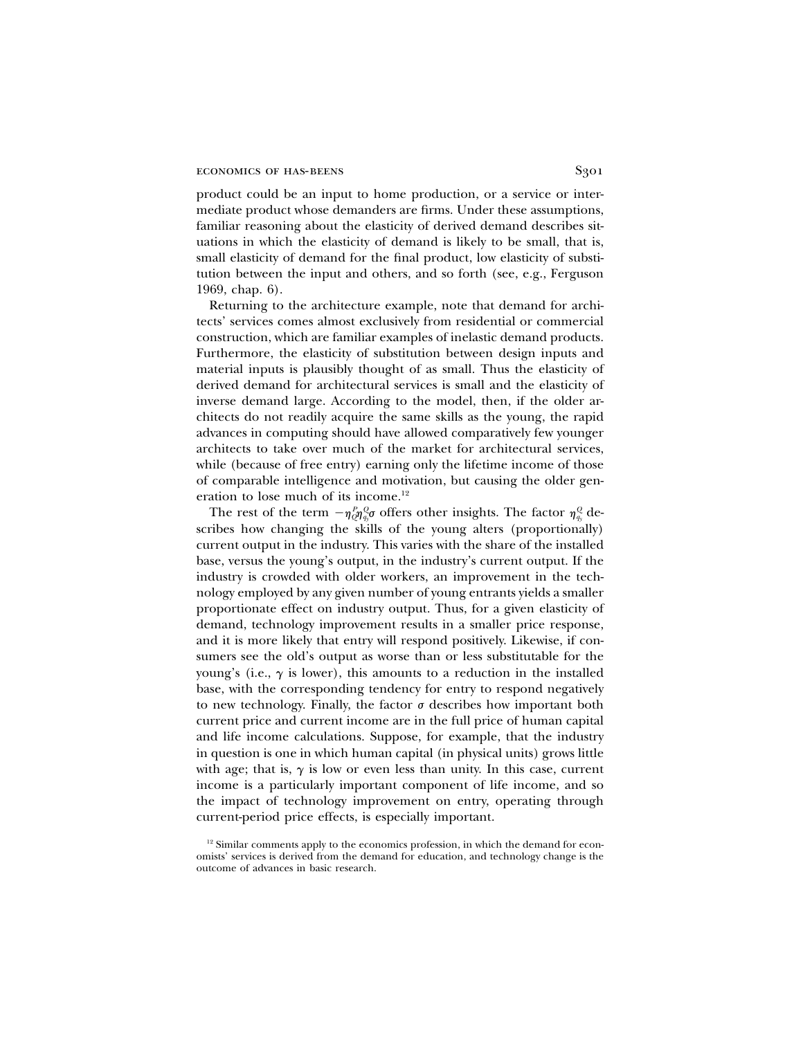product could be an input to home production, or a service or intermediate product whose demanders are firms. Under these assumptions, familiar reasoning about the elasticity of derived demand describes situations in which the elasticity of demand is likely to be small, that is, small elasticity of demand for the final product, low elasticity of substitution between the input and others, and so forth (see, e.g., Ferguson 1969, chap. 6).

Returning to the architecture example, note that demand for architects' services comes almost exclusively from residential or commercial construction, which are familiar examples of inelastic demand products. Furthermore, the elasticity of substitution between design inputs and material inputs is plausibly thought of as small. Thus the elasticity of derived demand for architectural services is small and the elasticity of inverse demand large. According to the model, then, if the older architects do not readily acquire the same skills as the young, the rapid advances in computing should have allowed comparatively few younger architects to take over much of the market for architectural services, while (because of free entry) earning only the lifetime income of those of comparable intelligence and motivation, but causing the older generation to lose much of its income.[12]

The rest of the term $-\eta^{P}_{Q}\eta^{Q}_{q_y}\sigma$ offers other insights. The factor $\eta^{Q}_{q_y}$ describes how changing the skills of the young alters (proportionally) current output in the industry. This varies with the share of the installed base, versus the young's output, in the industry's current output. If the industry is crowded with older workers, an improvement in the technology employed by any given number of young entrants yields a smaller proportionate effect on industry output. Thus, for a given elasticity of demand, technology improvement results in a smaller price response, and it is more likely that entry will respond positively. Likewise, if consumers see the old's output as worse than or less substitutable for the young's (i.e., $\gamma$ is lower), this amounts to a reduction in the installed base, with the corresponding tendency for entry to respond negatively to new technology. Finally, the factor $\sigma$ describes how important both current price and current income are in the full price of human capital and life income calculations. Suppose, for example, that the industry in question is one in which human capital (in physical units) grows little with age; that is, $\gamma$ is low or even less than unity. In this case, current income is a particularly important component of life income, and so the impact of technology improvement on entry, operating through current-period price effects, is especially important.

[12] Similar comments apply to the economics profession, in which the demand for economists' services is derived from the demand for education, and technology change is the outcome of advances in basic research.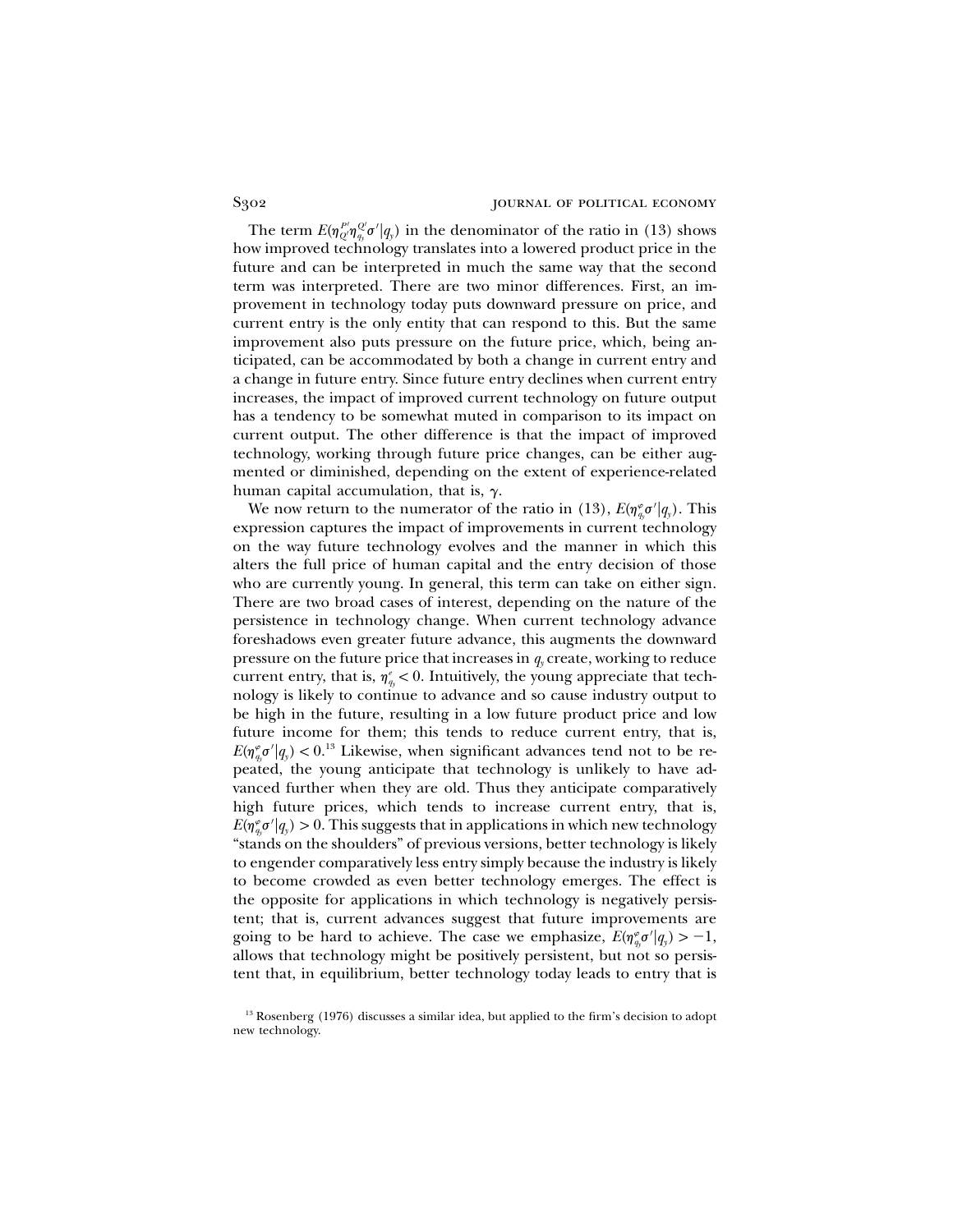The term $E(\eta^{P'}_{Q'}\eta^{Q'}_{q_y}\sigma'|q_y)$ in the denominator of the ratio in (13) shows how improved technology translates into a lowered product price in the future and can be interpreted in much the same way that the second term was interpreted. There are two minor differences. First, an improvement in technology today puts downward pressure on price, and current entry is the only entity that can respond to this. But the same improvement also puts pressure on the future price, which, being anticipated, can be accommodated by both a change in current entry and a change in future entry. Since future entry declines when current entry increases, the impact of improved current technology on future output has a tendency to be somewhat muted in comparison to its impact on current output. The other difference is that the impact of improved technology, working through future price changes, can be either augmented or diminished, depending on the extent of experience-related human capital accumulation, that is, $\gamma$.

We now return to the numerator of the ratio in (13), $E(\eta^{\varphi}_{q_y}\sigma'|q_y)$. This expression captures the impact of improvements in current technology on the way future technology evolves and the manner in which this alters the full price of human capital and the entry decision of those who are currently young. In general, this term can take on either sign. There are two broad cases of interest, depending on the nature of the persistence in technology change. When current technology advance foreshadows even greater future advance, this augments the downward pressure on the future price that increases in $q_y$ create, working to reduce current entry, that is, $\eta^{\varphi}_{q_y} < 0$. Intuitively, the young appreciate that technology is likely to continue to advance and so cause industry output to be high in the future, resulting in a low future product price and low future income for them; this tends to reduce current entry, that is, $E(\eta^{\varphi}_{q_y}\sigma'|q_y) < 0$.[13] Likewise, when significant advances tend not to be repeated, the young anticipate that technology is unlikely to have advanced further when they are old. Thus they anticipate comparatively high future prices, which tends to increase current entry, that is, $E(\eta^{\varphi}_{q_y}\sigma'|q_y) > 0$. This suggests that in applications in which new technology "stands on the shoulders" of previous versions, better technology is likely to engender comparatively less entry simply because the industry is likely to become crowded as even better technology emerges. The effect is the opposite for applications in which technology is negatively persistent; that is, current advances suggest that future improvements are going to be hard to achieve. The case we emphasize, $E(\eta^{\varphi}_{q_y}\sigma'|q_y) > -1$, allows that technology might be positively persistent, but not so persistent that, in equilibrium, better technology today leads to entry that is

[13] Rosenberg (1976) discusses a similar idea, but applied to the firm's decision to adopt new technology.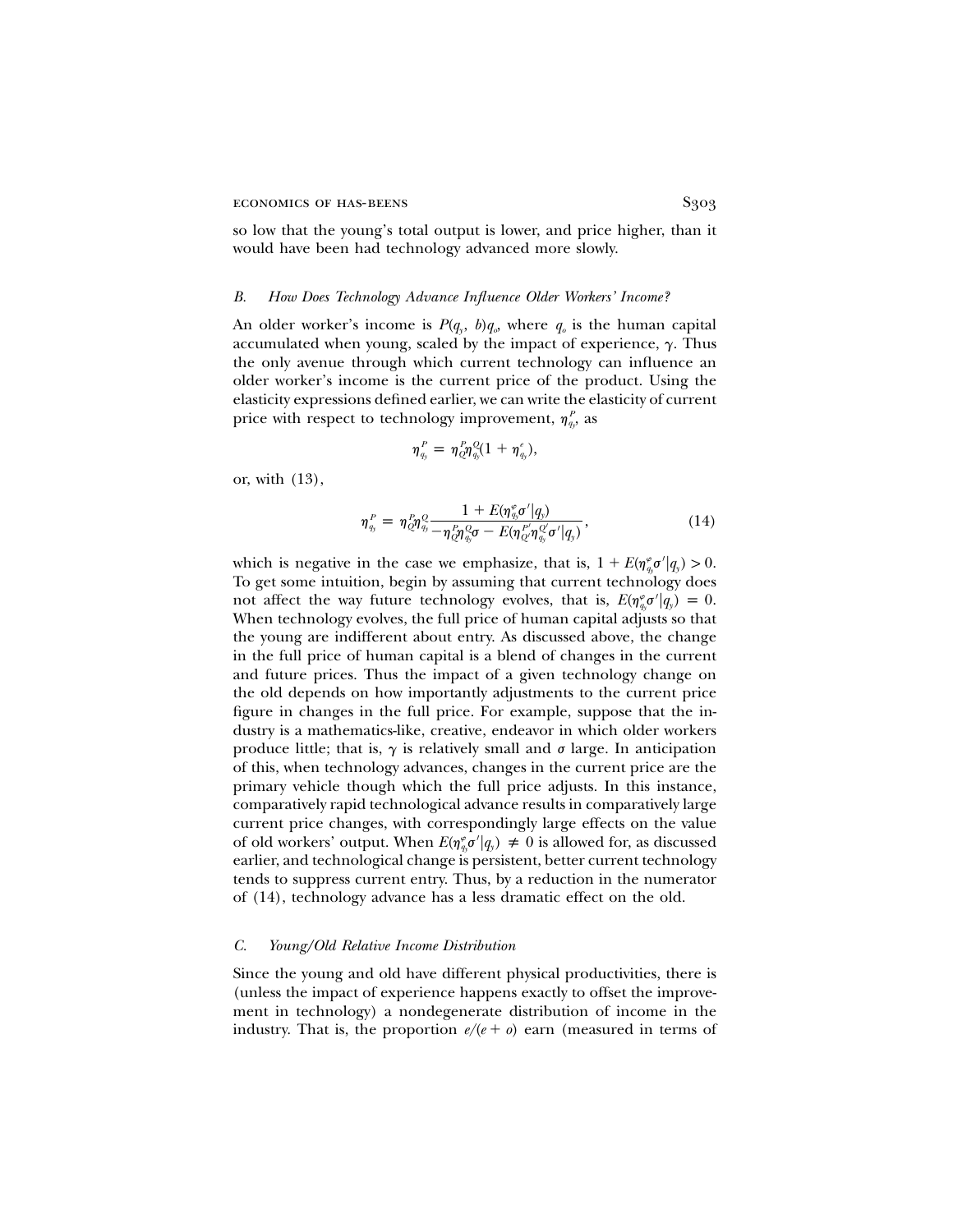so low that the young's total output is lower, and price higher, than it would have been had technology advanced more slowly.

### *B. How Does Technology Advance Influence Older Workers' Income?*

An older worker's income is $P(q_y, b)q_o$, where $q_o$ is the human capital accumulated when young, scaled by the impact of experience, $\gamma$. Thus the only avenue through which current technology can influence an older worker's income is the current price of the product. Using the elasticity expressions defined earlier, we can write the elasticity of current price with respect to technology improvement, $\eta^P_{q_y}$, as

$$\eta^P_{q_y} = \eta^P_Q \eta^Q_{q_y}(1 + \eta^e_{q_y}),$$

or, with (13),

$$\eta^P_{q_y} = \eta^P_Q \eta^Q_{q_y} \frac{1 + E(\eta^{e}_{q_y}\sigma' | q_y)}{-\eta^P_Q \eta^Q_{q_y}\sigma - E(\eta^{P'}_{Q'}\eta^{Q'}_{q_y}\sigma' | q_y)}, \tag{14}$$

which is negative in the case we emphasize, that is, $1 + E(\eta^{e}_{q_y}\sigma' | q_y) > 0$. To get some intuition, begin by assuming that current technology does not affect the way future technology evolves, that is, $E(\eta^{e}_{q_y}\sigma' | q_y) = 0$. When technology evolves, the full price of human capital adjusts so that the young are indifferent about entry. As discussed above, the change in the full price of human capital is a blend of changes in the current and future prices. Thus the impact of a given technology change on the old depends on how importantly adjustments to the current price figure in changes in the full price. For example, suppose that the industry is a mathematics-like, creative, endeavor in which older workers produce little; that is, $\gamma$ is relatively small and $\sigma$ large. In anticipation of this, when technology advances, changes in the current price are the primary vehicle though which the full price adjusts. In this instance, comparatively rapid technological advance results in comparatively large current price changes, with correspondingly large effects on the value of old workers' output. When $E(\eta^{e}_{q_y}\sigma' | q_y) \neq 0$ is allowed for, as discussed earlier, and technological change is persistent, better current technology tends to suppress current entry. Thus, by a reduction in the numerator of (14), technology advance has a less dramatic effect on the old.

### *C. Young/Old Relative Income Distribution*

Since the young and old have different physical productivities, there is (unless the impact of experience happens exactly to offset the improvement in technology) a nondegenerate distribution of income in the industry. That is, the proportion $e/(e + o)$ earn (measured in terms of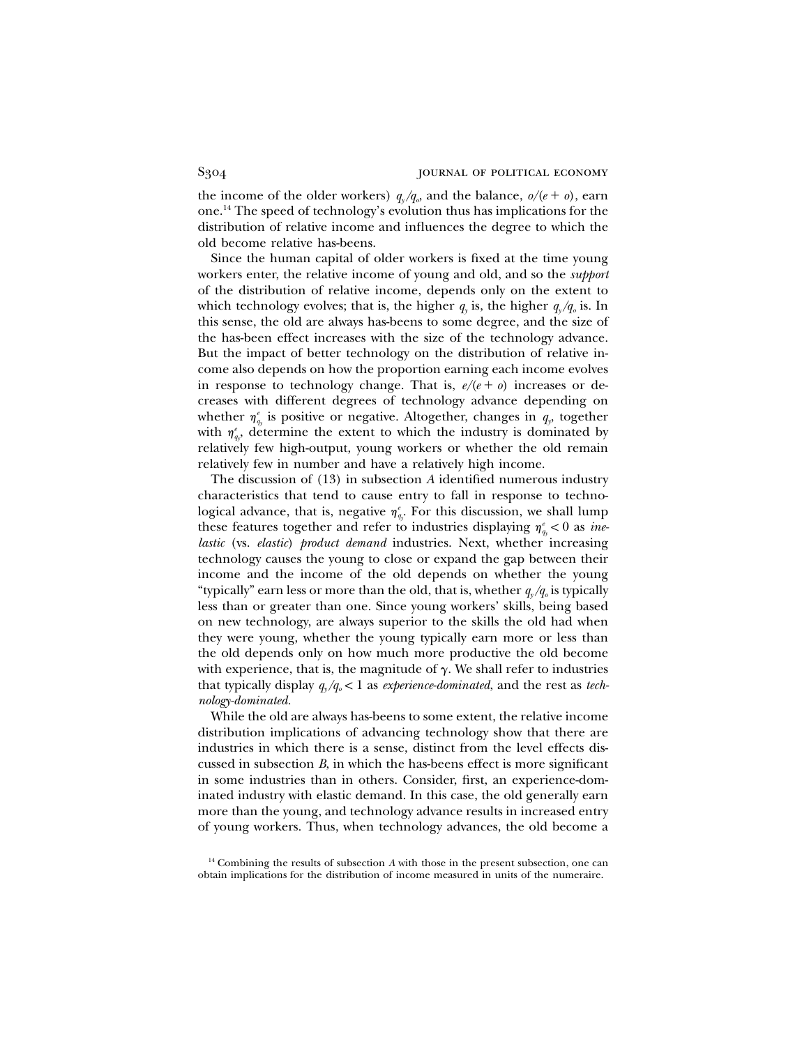the income of the older workers) $q_y/q_o$, and the balance, $o/(e + o)$, earn one.[14] The speed of technology's evolution thus has implications for the distribution of relative income and influences the degree to which the old become relative has-beens.

Since the human capital of older workers is fixed at the time young workers enter, the relative income of young and old, and so the *support* of the distribution of relative income, depends only on the extent to which technology evolves; that is, the higher $q_y$ is, the higher $q_y/q_o$ is. In this sense, the old are always has-beens to some degree, and the size of the has-been effect increases with the size of the technology advance. But the impact of better technology on the distribution of relative income also depends on how the proportion earning each income evolves in response to technology change. That is, $e/(e + o)$ increases or decreases with different degrees of technology advance depending on whether $\eta^e_{q_y}$ is positive or negative. Altogether, changes in $q_y$, together with $\eta^e_{q_y}$, determine the extent to which the industry is dominated by relatively few high-output, young workers or whether the old remain relatively few in number and have a relatively high income.

The discussion of (13) in subsection *A* identified numerous industry characteristics that tend to cause entry to fall in response to technological advance, that is, negative $\eta^e_{q_y}$. For this discussion, we shall lump these features together and refer to industries displaying $\eta^e_{q_y} < 0$ as *inelastic* (vs. *elastic*) *product demand* industries. Next, whether increasing technology causes the young to close or expand the gap between their income and the income of the old depends on whether the young "typically" earn less or more than the old, that is, whether $q_y/q_o$ is typically less than or greater than one. Since young workers' skills, being based on new technology, are always superior to the skills the old had when they were young, whether the young typically earn more or less than the old depends only on how much more productive the old become with experience, that is, the magnitude of $\gamma$. We shall refer to industries that typically display $q_y/q_o < 1$ as *experience-dominated*, and the rest as *technology-dominated*.

While the old are always has-beens to some extent, the relative income distribution implications of advancing technology show that there are industries in which there is a sense, distinct from the level effects discussed in subsection *B*, in which the has-beens effect is more significant in some industries than in others. Consider, first, an experience-dominated industry with elastic demand. In this case, the old generally earn more than the young, and technology advance results in increased entry of young workers. Thus, when technology advances, the old become a

[14] Combining the results of subsection *A* with those in the present subsection, one can obtain implications for the distribution of income measured in units of the numeraire.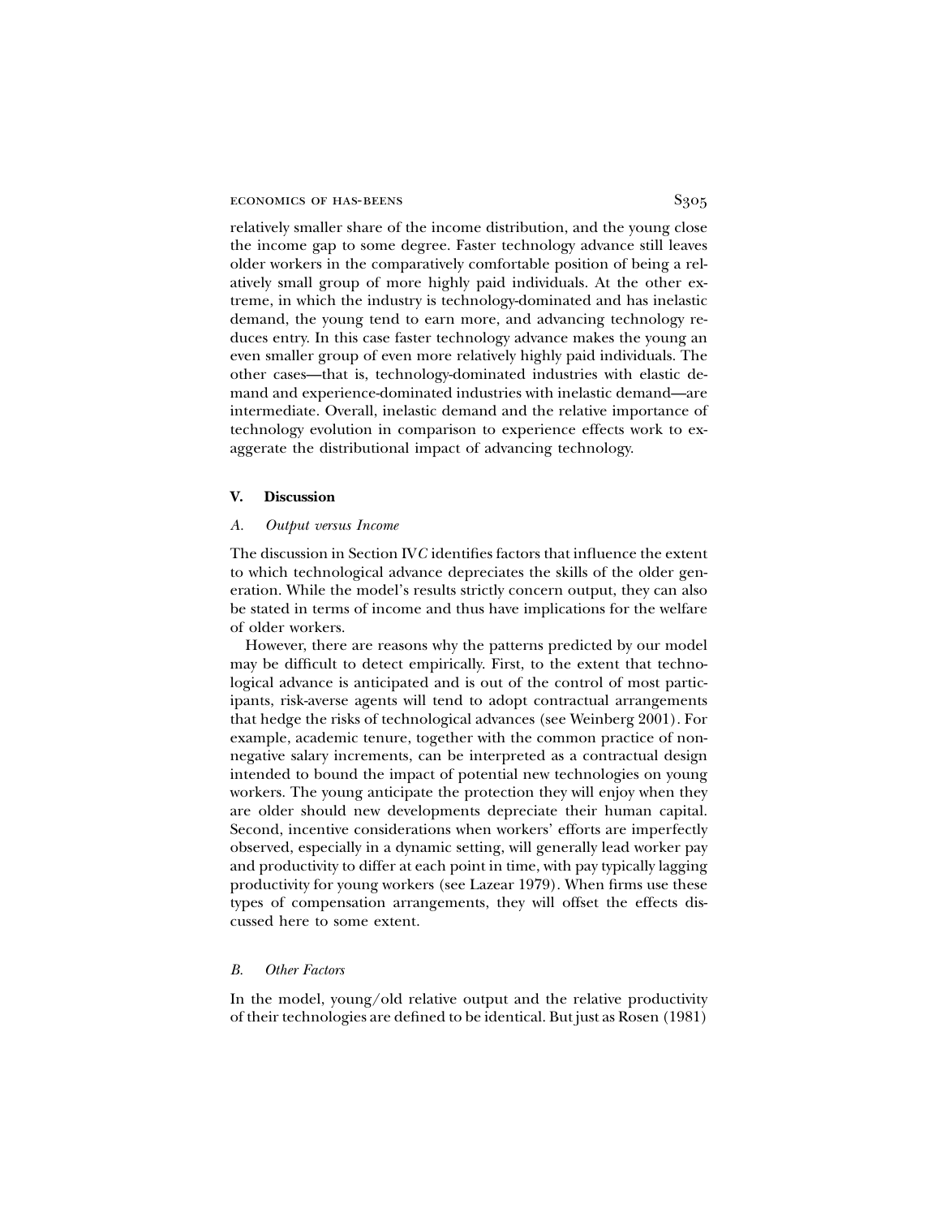relatively smaller share of the income distribution, and the young close the income gap to some degree. Faster technology advance still leaves older workers in the comparatively comfortable position of being a relatively small group of more highly paid individuals. At the other extreme, in which the industry is technology-dominated and has inelastic demand, the young tend to earn more, and advancing technology reduces entry. In this case faster technology advance makes the young an even smaller group of even more relatively highly paid individuals. The other cases—that is, technology-dominated industries with elastic demand and experience-dominated industries with inelastic demand—are intermediate. Overall, inelastic demand and the relative importance of technology evolution in comparison to experience effects work to exaggerate the distributional impact of advancing technology.

## V. Discussion

### *A. Output versus Income*

The discussion in Section IV*C* identifies factors that influence the extent to which technological advance depreciates the skills of the older generation. While the model's results strictly concern output, they can also be stated in terms of income and thus have implications for the welfare of older workers.

However, there are reasons why the patterns predicted by our model may be difficult to detect empirically. First, to the extent that technological advance is anticipated and is out of the control of most participants, risk-averse agents will tend to adopt contractual arrangements that hedge the risks of technological advances (see Weinberg 2001). For example, academic tenure, together with the common practice of nonnegative salary increments, can be interpreted as a contractual design intended to bound the impact of potential new technologies on young workers. The young anticipate the protection they will enjoy when they are older should new developments depreciate their human capital. Second, incentive considerations when workers' efforts are imperfectly observed, especially in a dynamic setting, will generally lead worker pay and productivity to differ at each point in time, with pay typically lagging productivity for young workers (see Lazear 1979). When firms use these types of compensation arrangements, they will offset the effects discussed here to some extent.

### *B. Other Factors*

In the model, young/old relative output and the relative productivity of their technologies are defined to be identical. But just as Rosen (1981)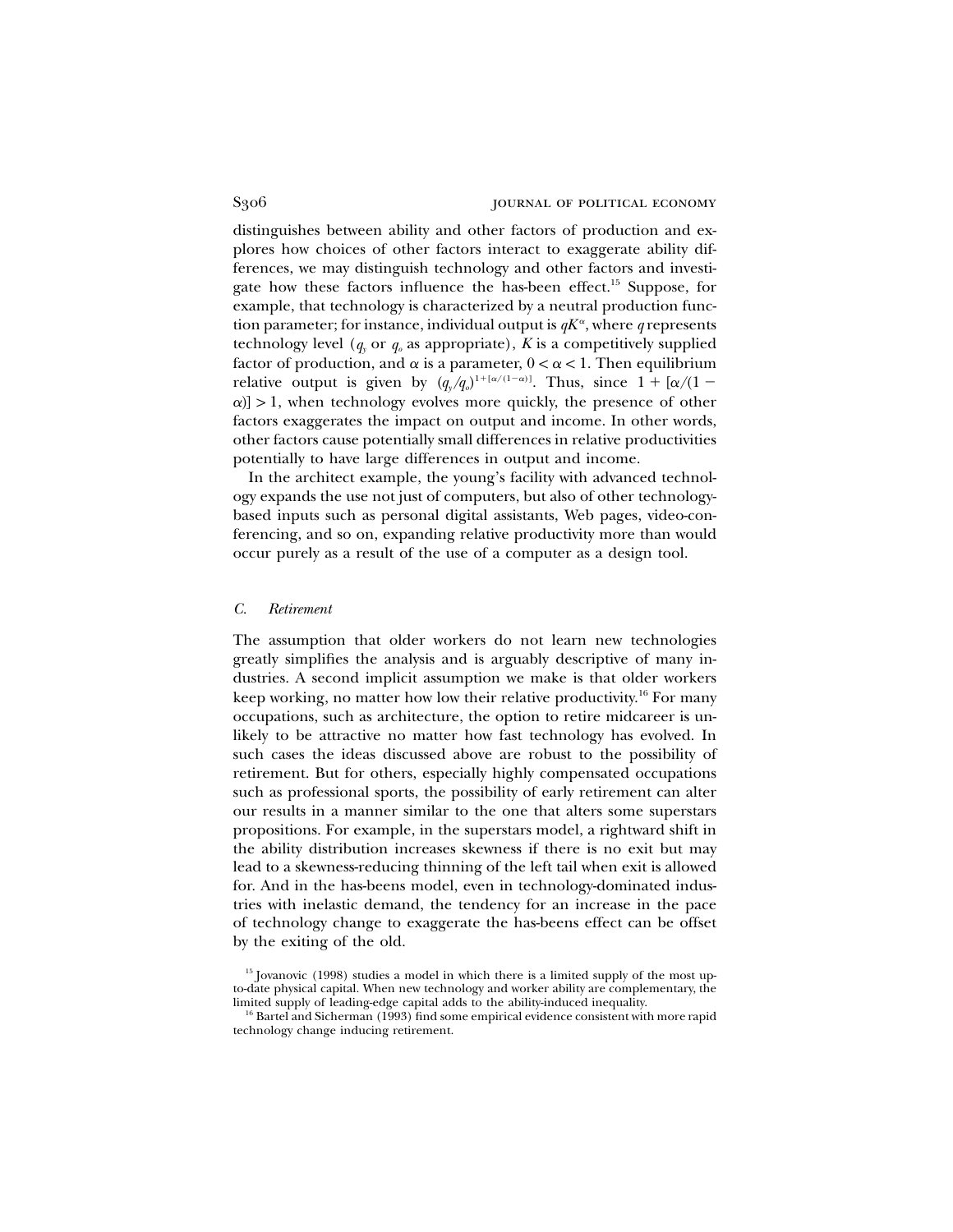distinguishes between ability and other factors of production and explores how choices of other factors interact to exaggerate ability differences, we may distinguish technology and other factors and investigate how these factors influence the has-been effect.[15] Suppose, for example, that technology is characterized by a neutral production function parameter; for instance, individual output is $qK^{\alpha}$, where $q$ represents technology level ($q_y$ or $q_o$ as appropriate), $K$ is a competitively supplied factor of production, and $\alpha$ is a parameter, $0 < \alpha < 1$. Then equilibrium relative output is given by $(q_y/q_o)^{1+[\alpha/(1-\alpha)]}$. Thus, since $1 + [\alpha/(1 - \alpha)] > 1$, when technology evolves more quickly, the presence of other factors exaggerates the impact on output and income. In other words, other factors cause potentially small differences in relative productivities potentially to have large differences in output and income.

In the architect example, the young's facility with advanced technology expands the use not just of computers, but also of other technology-based inputs such as personal digital assistants, Web pages, video-conferencing, and so on, expanding relative productivity more than would occur purely as a result of the use of a computer as a design tool.

### *C. Retirement*

The assumption that older workers do not learn new technologies greatly simplifies the analysis and is arguably descriptive of many industries. A second implicit assumption we make is that older workers keep working, no matter how low their relative productivity.[16] For many occupations, such as architecture, the option to retire midcareer is unlikely to be attractive no matter how fast technology has evolved. In such cases the ideas discussed above are robust to the possibility of retirement. But for others, especially highly compensated occupations such as professional sports, the possibility of early retirement can alter our results in a manner similar to the one that alters some superstars propositions. For example, in the superstars model, a rightward shift in the ability distribution increases skewness if there is no exit but may lead to a skewness-reducing thinning of the left tail when exit is allowed for. And in the has-beens model, even in technology-dominated industries with inelastic demand, the tendency for an increase in the pace of technology change to exaggerate the has-beens effect can be offset by the exiting of the old.

[15] Jovanovic (1998) studies a model in which there is a limited supply of the most up-to-date physical capital. When new technology and worker ability are complementary, the limited supply of leading-edge capital adds to the ability-induced inequality.

[16] Bartel and Sicherman (1993) find some empirical evidence consistent with more rapid technology change inducing retirement.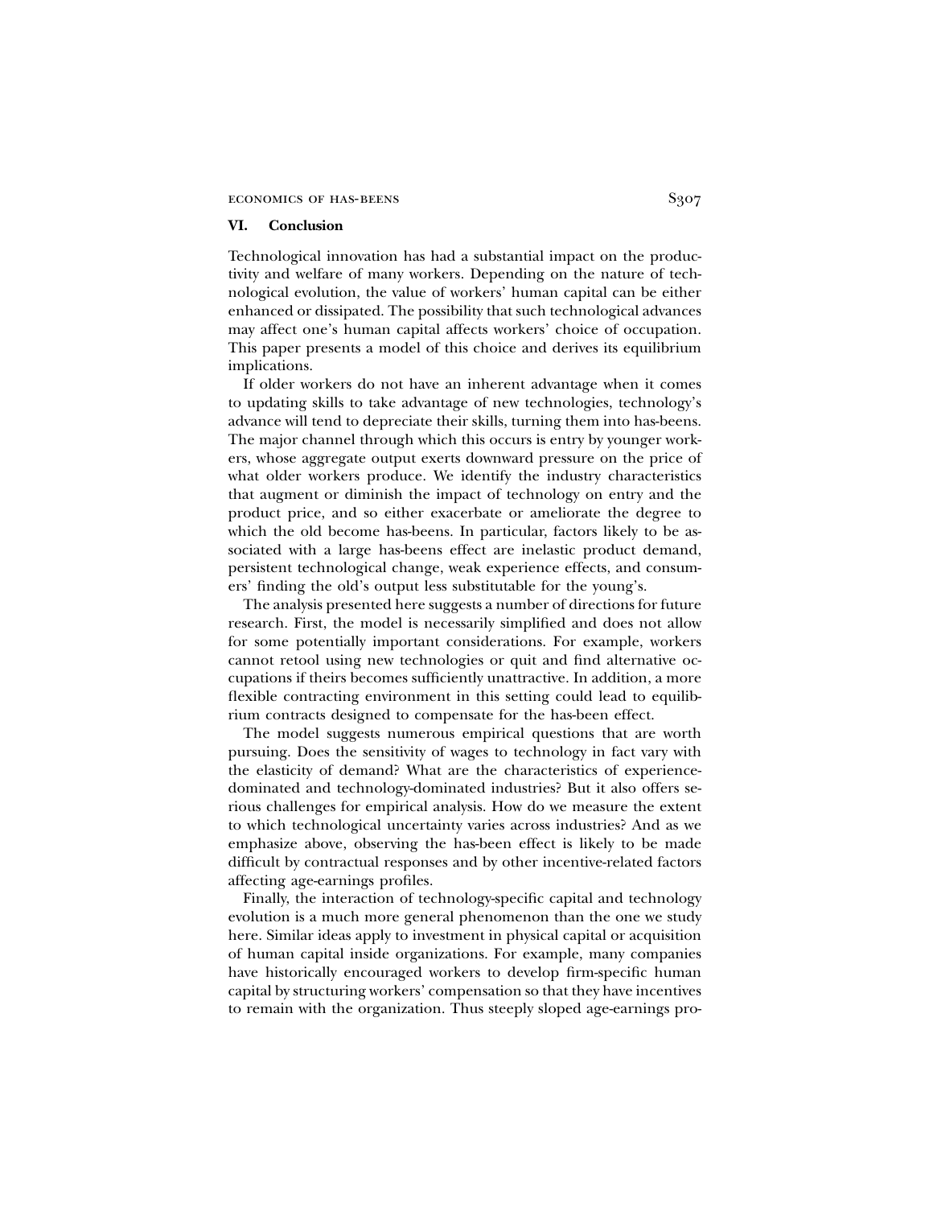## VI. Conclusion

Technological innovation has had a substantial impact on the productivity and welfare of many workers. Depending on the nature of technological evolution, the value of workers' human capital can be either enhanced or dissipated. The possibility that such technological advances may affect one's human capital affects workers' choice of occupation. This paper presents a model of this choice and derives its equilibrium implications.

If older workers do not have an inherent advantage when it comes to updating skills to take advantage of new technologies, technology's advance will tend to depreciate their skills, turning them into has-beens. The major channel through which this occurs is entry by younger workers, whose aggregate output exerts downward pressure on the price of what older workers produce. We identify the industry characteristics that augment or diminish the impact of technology on entry and the product price, and so either exacerbate or ameliorate the degree to which the old become has-beens. In particular, factors likely to be associated with a large has-beens effect are inelastic product demand, persistent technological change, weak experience effects, and consumers' finding the old's output less substitutable for the young's.

The analysis presented here suggests a number of directions for future research. First, the model is necessarily simplified and does not allow for some potentially important considerations. For example, workers cannot retool using new technologies or quit and find alternative occupations if theirs becomes sufficiently unattractive. In addition, a more flexible contracting environment in this setting could lead to equilibrium contracts designed to compensate for the has-been effect.

The model suggests numerous empirical questions that are worth pursuing. Does the sensitivity of wages to technology in fact vary with the elasticity of demand? What are the characteristics of experience-dominated and technology-dominated industries? But it also offers serious challenges for empirical analysis. How do we measure the extent to which technological uncertainty varies across industries? And as we emphasize above, observing the has-been effect is likely to be made difficult by contractual responses and by other incentive-related factors affecting age-earnings profiles.

Finally, the interaction of technology-specific capital and technology evolution is a much more general phenomenon than the one we study here. Similar ideas apply to investment in physical capital or acquisition of human capital inside organizations. For example, many companies have historically encouraged workers to develop firm-specific human capital by structuring workers' compensation so that they have incentives to remain with the organization. Thus steeply sloped age-earnings pro-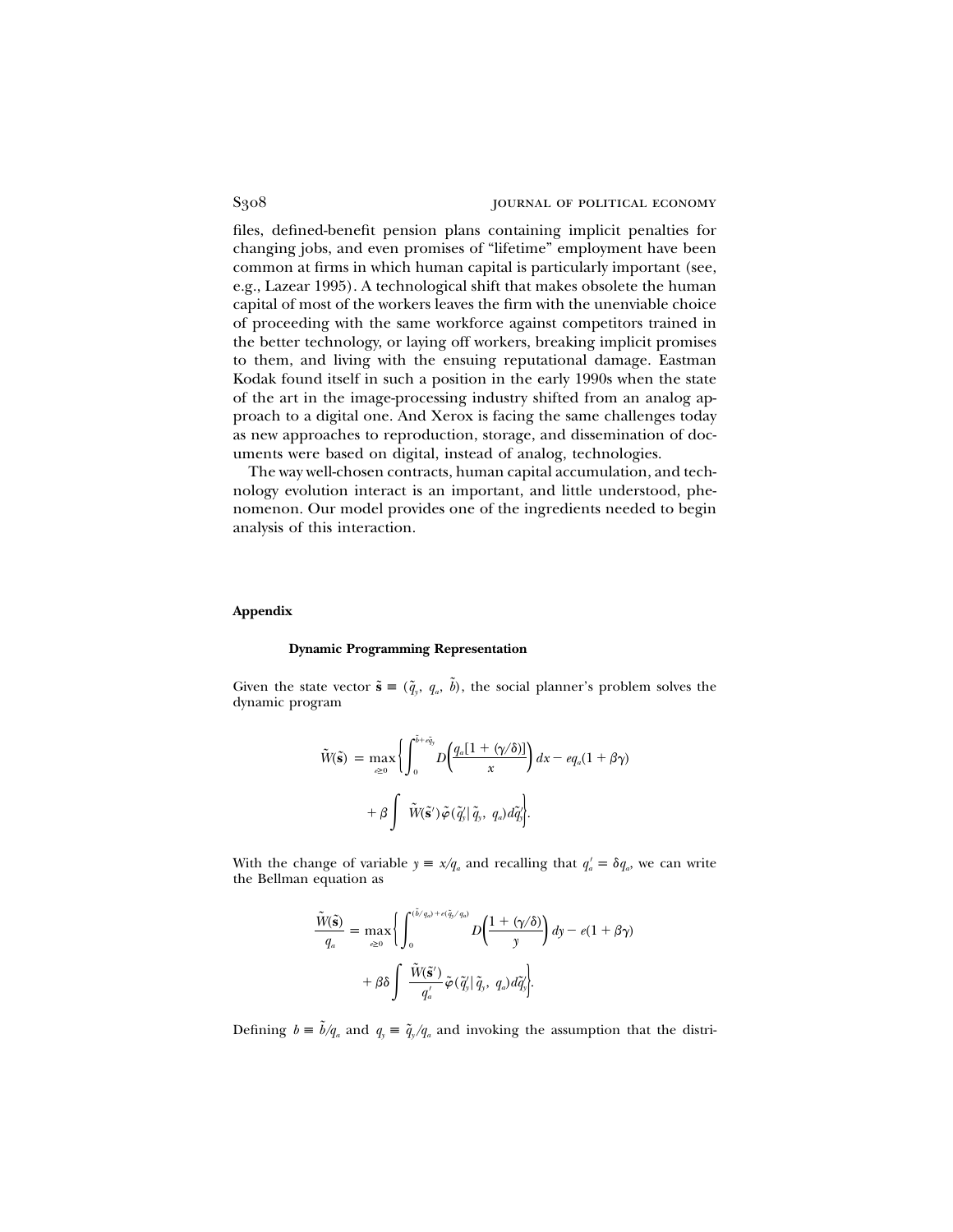files, defined-benefit pension plans containing implicit penalties for changing jobs, and even promises of "lifetime" employment have been common at firms in which human capital is particularly important (see, e.g., Lazear 1995). A technological shift that makes obsolete the human capital of most of the workers leaves the firm with the unenviable choice of proceeding with the same workforce against competitors trained in the better technology, or laying off workers, breaking implicit promises to them, and living with the ensuing reputational damage. Eastman Kodak found itself in such a position in the early 1990s when the state of the art in the image-processing industry shifted from an analog approach to a digital one. And Xerox is facing the same challenges today as new approaches to reproduction, storage, and dissemination of documents were based on digital, instead of analog, technologies.

The way well-chosen contracts, human capital accumulation, and technology evolution interact is an important, and little understood, phenomenon. Our model provides one of the ingredients needed to begin analysis of this interaction.

## Appendix

### Dynamic Programming Representation

Given the state vector $\tilde{\mathbf{s}} \equiv (\tilde{q}_y, q_a, \tilde{b})$, the social planner's problem solves the dynamic program

$$\tilde{W}(\tilde{\mathbf{s}}) = \max_{e \geq 0} \left\{ \int_0^{\tilde{b} + e\tilde{q}_y} D\left( \frac{q_a[1 + (\gamma/\delta)]}{x} \right) dx - eq_a(1 + \beta\gamma) + \beta \int \tilde{W}(\tilde{\mathbf{s}}')\tilde{\varphi}(\tilde{q}'_y | \tilde{q}_y, q_a) d\tilde{q}'_y \right\}.$$

With the change of variable $y \equiv x/q_a$ and recalling that $q'_a = \delta q_a$, we can write the Bellman equation as

$$\frac{\tilde{W}(\tilde{\mathbf{s}})}{q_a} = \max_{e \geq 0} \left\{ \int_0^{(\tilde{b}/q_a) + e(\tilde{q}_y/q_a)} D\left( \frac{1 + (\gamma/\delta)}{y} \right) dy - e(1 + \beta\gamma) + \beta\delta \int \frac{\tilde{W}(\tilde{\mathbf{s}}')}{q'_a} \tilde{\varphi}(\tilde{q}'_y | \tilde{q}_y, q_a) d\tilde{q}'_y \right\}.$$

Defining $b \equiv \tilde{b}/q_a$ and $q_y \equiv \tilde{q}_y/q_a$ and invoking the assumption that the distri-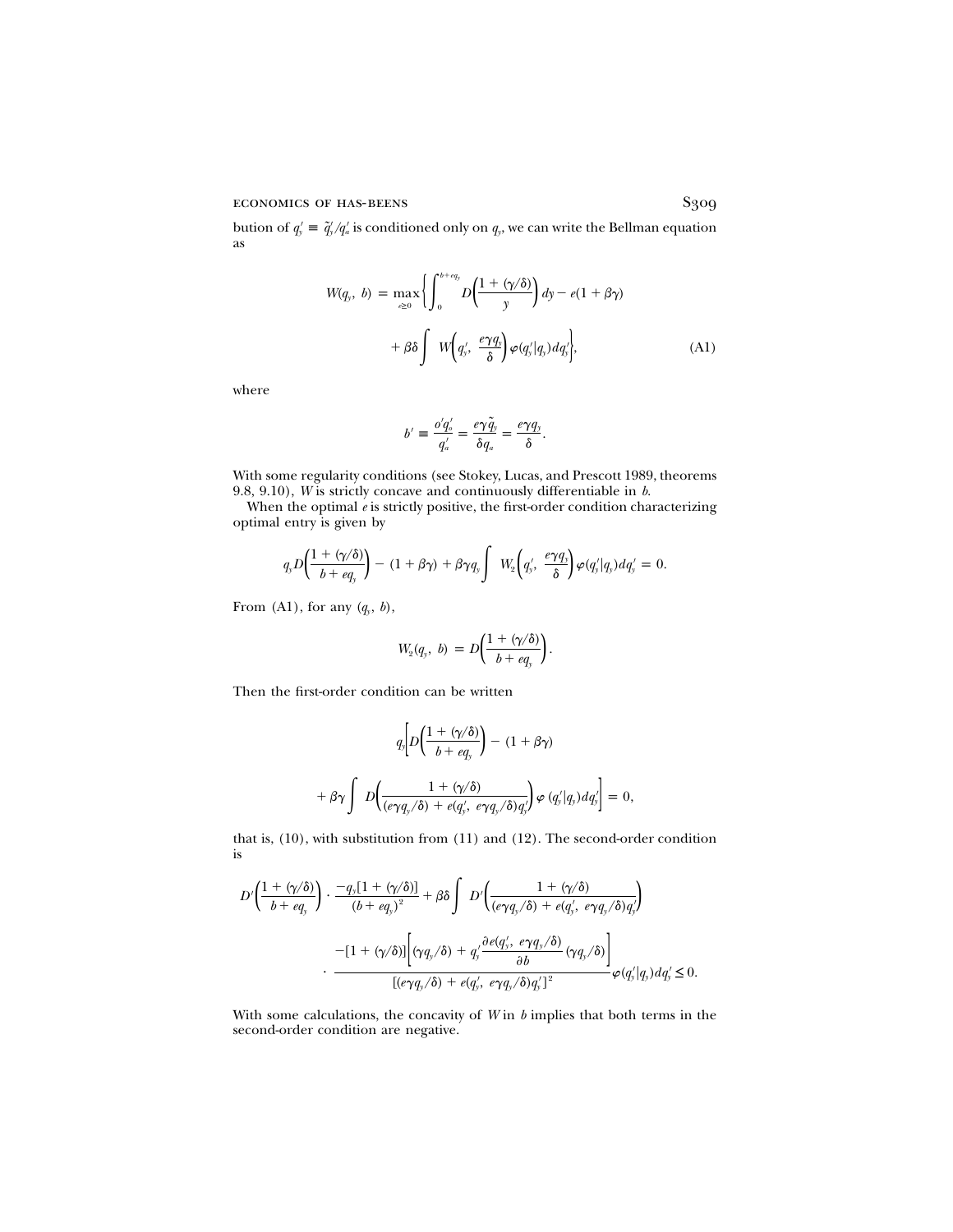bution of $q'_y \equiv \tilde{q}'_y/q'_a$ is conditioned only on $q_y$, we can write the Bellman equation as

$$W(q_y,\ b) = \max_{e \geq 0}\left\{\int_0^{b+eq_y} D\left(\frac{1+(\gamma/\delta)}{y}\right)dy - e(1+\beta\gamma) + \beta\delta\int W\left(q'_y,\ \frac{e\gamma q_y}{\delta}\right)\varphi(q'_y|q_y)dq'_y\right\}, \tag{A1}$$

where

$$b' \equiv \frac{o'q'_o}{q'_a} = \frac{e\gamma\tilde{q}_y}{\delta q_a} = \frac{e\gamma q_y}{\delta}.$$

With some regularity conditions (see Stokey, Lucas, and Prescott 1989, theorems 9.8, 9.10), $W$ is strictly concave and continuously differentiable in $b$.

When the optimal $e$ is strictly positive, the first-order condition characterizing optimal entry is given by

$$q_y D\left(\frac{1+(\gamma/\delta)}{b+eq_y}\right) - (1+\beta\gamma) + \beta\gamma q_y\int W_2\left(q'_y,\ \frac{e\gamma q_y}{\delta}\right)\varphi(q'_y|q_y)dq'_y = 0.$$

From (A1), for any $(q_y,\ b)$,

$$W_2(q_y,\ b) = D\left(\frac{1+(\gamma/\delta)}{b+eq_y}\right).$$

Then the first-order condition can be written

$$q_y\left[D\left(\frac{1+(\gamma/\delta)}{b+eq_y}\right) - (1+\beta\gamma) + \beta\gamma\int D\left(\frac{1+(\gamma/\delta)}{(e\gamma q_y/\delta)+e(q'_y,\ e\gamma q_y/\delta)q'_y}\right)\varphi(q'_y|q_y)dq'_y\right] = 0,$$

that is, (10), with substitution from (11) and (12). The second-order condition is

$$D'\left(\frac{1+(\gamma/\delta)}{b+eq_y}\right)\cdot\frac{-q_y[1+(\gamma/\delta)]}{(b+eq_y)^2} + \beta\delta\int D'\left(\frac{1+(\gamma/\delta)}{(e\gamma q_y/\delta)+e(q'_y,\ e\gamma q_y/\delta)q'_y}\right)$$
$$\cdot\ \frac{-[1+(\gamma/\delta)]\left[(\gamma q_y/\delta) + q'_y\dfrac{\partial e(q'_y,\ e\gamma q_y/\delta)}{\partial b}(\gamma q_y/\delta)\right]}{[(e\gamma q_y/\delta)+e(q'_y,\ e\gamma q_y/\delta)q'_y]^2}\varphi(q'_y|q_y)dq'_y \leq 0.$$

With some calculations, the concavity of $W$ in $b$ implies that both terms in the second-order condition are negative.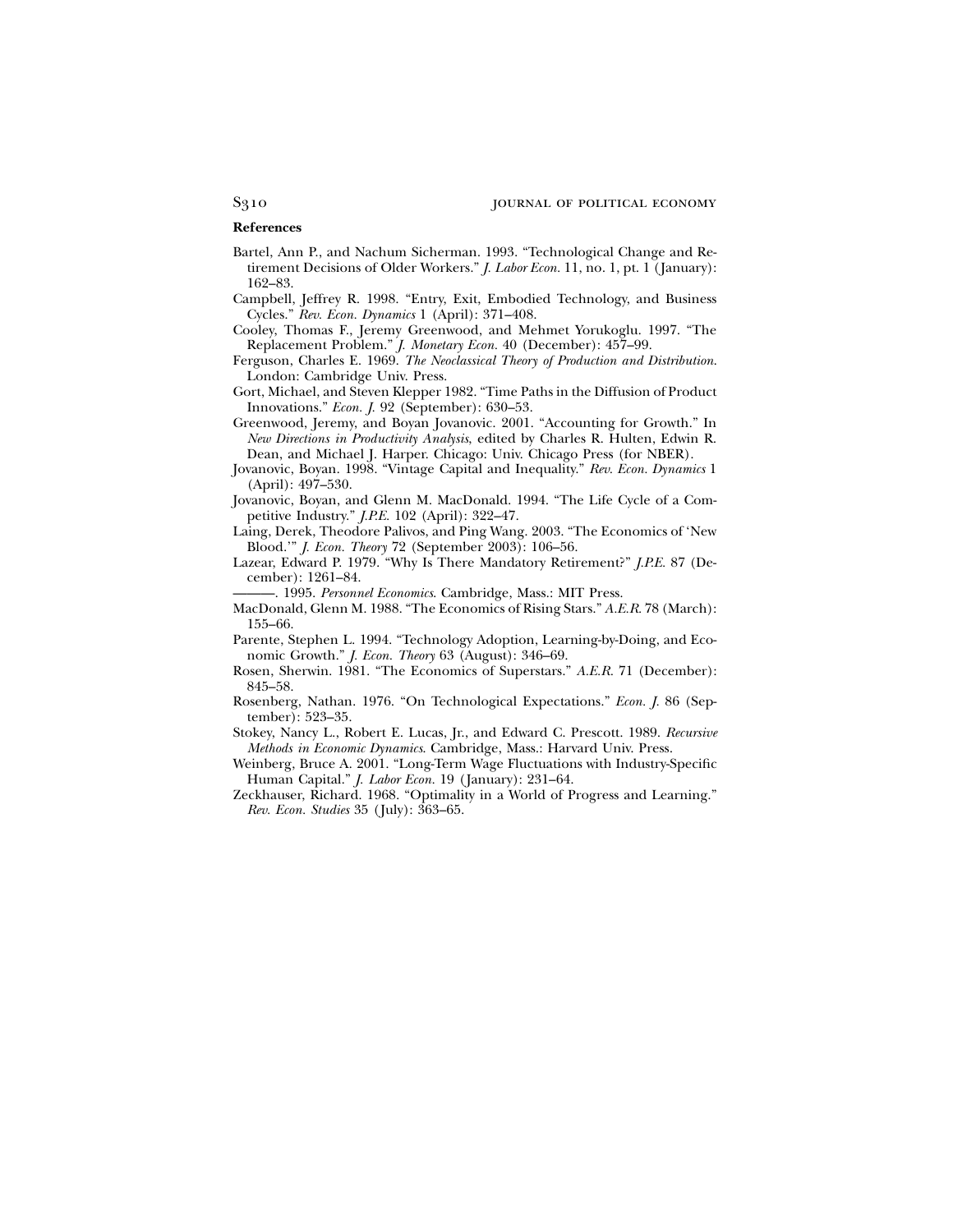## References

Bartel, Ann P., and Nachum Sicherman. 1993. "Technological Change and Retirement Decisions of Older Workers." *J. Labor Econ.* 11, no. 1, pt. 1 (January): 162–83.

Campbell, Jeffrey R. 1998. "Entry, Exit, Embodied Technology, and Business Cycles." *Rev. Econ. Dynamics* 1 (April): 371–408.

Cooley, Thomas F., Jeremy Greenwood, and Mehmet Yorukoglu. 1997. "The Replacement Problem." *J. Monetary Econ.* 40 (December): 457–99.

Ferguson, Charles E. 1969. *The Neoclassical Theory of Production and Distribution*. London: Cambridge Univ. Press.

Gort, Michael, and Steven Klepper 1982. "Time Paths in the Diffusion of Product Innovations." *Econ. J.* 92 (September): 630–53.

Greenwood, Jeremy, and Boyan Jovanovic. 2001. "Accounting for Growth." In *New Directions in Productivity Analysis*, edited by Charles R. Hulten, Edwin R. Dean, and Michael J. Harper. Chicago: Univ. Chicago Press (for NBER).

Jovanovic, Boyan. 1998. "Vintage Capital and Inequality." *Rev. Econ. Dynamics* 1 (April): 497–530.

Jovanovic, Boyan, and Glenn M. MacDonald. 1994. "The Life Cycle of a Competitive Industry." *J.P.E.* 102 (April): 322–47.

Laing, Derek, Theodore Palivos, and Ping Wang. 2003. "The Economics of 'New Blood.'" *J. Econ. Theory* 72 (September 2003): 106–56.

Lazear, Edward P. 1979. "Why Is There Mandatory Retirement?" *J.P.E.* 87 (December): 1261–84.

———. 1995. *Personnel Economics*. Cambridge, Mass.: MIT Press.

MacDonald, Glenn M. 1988. "The Economics of Rising Stars." *A.E.R.* 78 (March): 155–66.

Parente, Stephen L. 1994. "Technology Adoption, Learning-by-Doing, and Economic Growth." *J. Econ. Theory* 63 (August): 346–69.

Rosen, Sherwin. 1981. "The Economics of Superstars." *A.E.R.* 71 (December): 845–58.

Rosenberg, Nathan. 1976. "On Technological Expectations." *Econ. J.* 86 (September): 523–35.

Stokey, Nancy L., Robert E. Lucas, Jr., and Edward C. Prescott. 1989. *Recursive Methods in Economic Dynamics*. Cambridge, Mass.: Harvard Univ. Press.

Weinberg, Bruce A. 2001. "Long-Term Wage Fluctuations with Industry-Specific Human Capital." *J. Labor Econ.* 19 (January): 231–64.

Zeckhauser, Richard. 1968. "Optimality in a World of Progress and Learning." *Rev. Econ. Studies* 35 (July): 363–65.